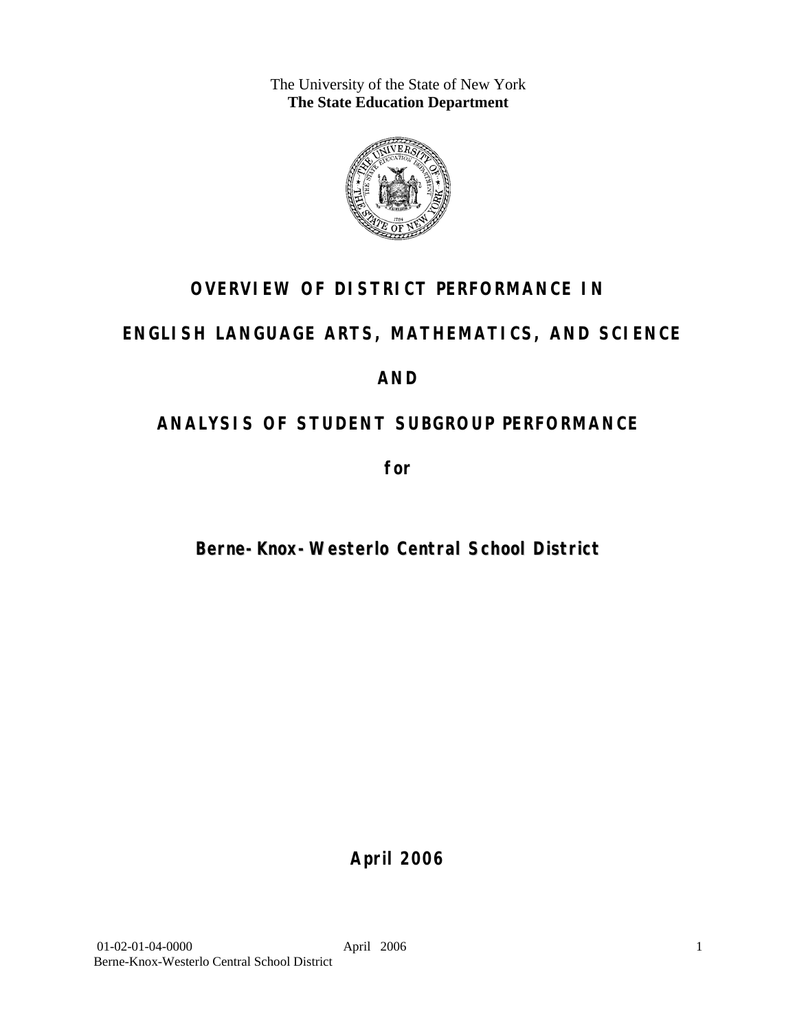The University of the State of New York
**The State Education Department**

# OVERVIEW OF DISTRICT PERFORMANCE IN

# ENGLISH LANGUAGE ARTS, MATHEMATICS, AND SCIENCE

# AND

# ANALYSIS OF STUDENT SUBGROUP PERFORMANCE

**for**

## Berne-Knox-Westerlo Central School District

**April 2006**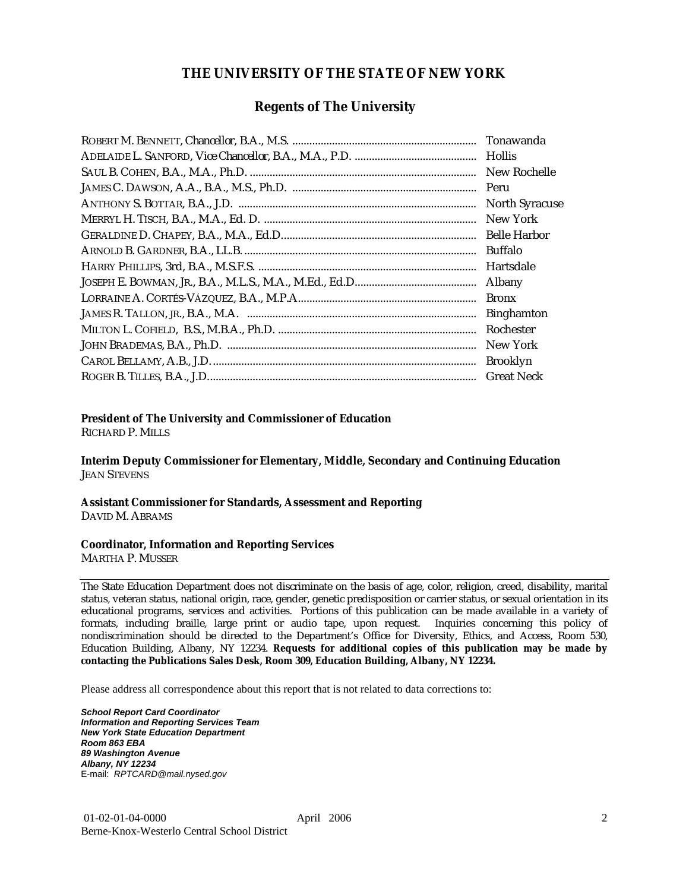# THE UNIVERSITY OF THE STATE OF NEW YORK

## Regents of The University

| | |
|---|---|
| ROBERT M. BENNETT, *Chancellor*, B.A., M.S. | Tonawanda |
| ADELAIDE L. SANFORD, *Vice Chancellor*, B.A., M.A., P.D. | Hollis |
| SAUL B. COHEN, B.A., M.A., Ph.D. | New Rochelle |
| JAMES C. DAWSON, A.A., B.A., M.S., Ph.D. | Peru |
| ANTHONY S. BOTTAR, B.A., J.D. | North Syracuse |
| MERRYL H. TISCH, B.A., M.A., Ed. D. | New York |
| GERALDINE D. CHAPEY, B.A., M.A., Ed.D. | Belle Harbor |
| ARNOLD B. GARDNER, B.A., LL.B. | Buffalo |
| HARRY PHILLIPS, 3rd, B.A., M.S.F.S. | Hartsdale |
| JOSEPH E. BOWMAN, JR., B.A., M.L.S., M.A., M.Ed., Ed.D. | Albany |
| LORRAINE A. CORTÉS-VÁZQUEZ, B.A., M.P.A. | Bronx |
| JAMES R. TALLON, JR., B.A., M.A. | Binghamton |
| MILTON L. COFIELD, B.S., M.B.A., Ph.D. | Rochester |
| JOHN BRADEMAS, B.A., Ph.D. | New York |
| CAROL BELLAMY, A.B., J.D. | Brooklyn |
| ROGER B. TILLES, B.A., J.D. | Great Neck |

**President of The University and Commissioner of Education**
RICHARD P. MILLS

**Interim Deputy Commissioner for Elementary, Middle, Secondary and Continuing Education**
JEAN STEVENS

**Assistant Commissioner for Standards, Assessment and Reporting**
DAVID M. ABRAMS

**Coordinator, Information and Reporting Services**
MARTHA P. MUSSER

---

The State Education Department does not discriminate on the basis of age, color, religion, creed, disability, marital status, veteran status, national origin, race, gender, genetic predisposition or carrier status, or sexual orientation in its educational programs, services and activities. Portions of this publication can be made available in a variety of formats, including braille, large print or audio tape, upon request. Inquiries concerning this policy of nondiscrimination should be directed to the Department's Office for Diversity, Ethics, and Access, Room 530, Education Building, Albany, NY 12234. **Requests for additional copies of this publication may be made by contacting the Publications Sales Desk, Room 309, Education Building, Albany, NY 12234.**

Please address all correspondence about this report that is not related to data corrections to:

***School Report Card Coordinator***
***Information and Reporting Services Team***
***New York State Education Department***
***Room 863 EBA***
***89 Washington Avenue***
***Albany, NY 12234***
E-mail: *RPTCARD@mail.nysed.gov*

01-02-01-04-0000 April 2006
Berne-Knox-Westerlo Central School District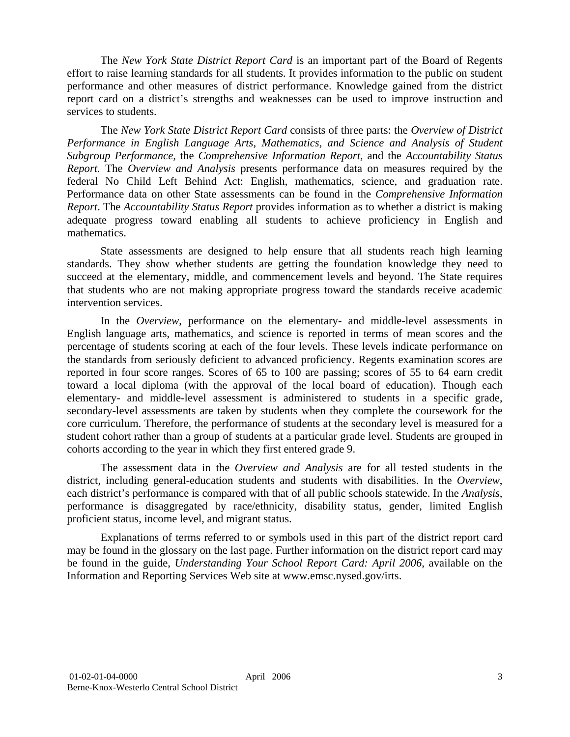The *New York State District Report Card* is an important part of the Board of Regents effort to raise learning standards for all students. It provides information to the public on student performance and other measures of district performance. Knowledge gained from the district report card on a district's strengths and weaknesses can be used to improve instruction and services to students.

The *New York State District Report Card* consists of three parts: the *Overview of District Performance in English Language Arts, Mathematics, and Science and Analysis of Student Subgroup Performance,* the *Comprehensive Information Report,* and the *Accountability Status Report.* The *Overview and Analysis* presents performance data on measures required by the federal No Child Left Behind Act: English, mathematics, science, and graduation rate. Performance data on other State assessments can be found in the *Comprehensive Information Report*. The *Accountability Status Report* provides information as to whether a district is making adequate progress toward enabling all students to achieve proficiency in English and mathematics.

State assessments are designed to help ensure that all students reach high learning standards. They show whether students are getting the foundation knowledge they need to succeed at the elementary, middle, and commencement levels and beyond. The State requires that students who are not making appropriate progress toward the standards receive academic intervention services.

In the *Overview*, performance on the elementary- and middle-level assessments in English language arts, mathematics, and science is reported in terms of mean scores and the percentage of students scoring at each of the four levels. These levels indicate performance on the standards from seriously deficient to advanced proficiency. Regents examination scores are reported in four score ranges. Scores of 65 to 100 are passing; scores of 55 to 64 earn credit toward a local diploma (with the approval of the local board of education). Though each elementary- and middle-level assessment is administered to students in a specific grade, secondary-level assessments are taken by students when they complete the coursework for the core curriculum. Therefore, the performance of students at the secondary level is measured for a student cohort rather than a group of students at a particular grade level. Students are grouped in cohorts according to the year in which they first entered grade 9.

The assessment data in the *Overview and Analysis* are for all tested students in the district, including general-education students and students with disabilities. In the *Overview*, each district's performance is compared with that of all public schools statewide. In the *Analysis*, performance is disaggregated by race/ethnicity, disability status, gender, limited English proficient status, income level, and migrant status.

Explanations of terms referred to or symbols used in this part of the district report card may be found in the glossary on the last page. Further information on the district report card may be found in the guide, *Understanding Your School Report Card: April 2006*, available on the Information and Reporting Services Web site at www.emsc.nysed.gov/irts.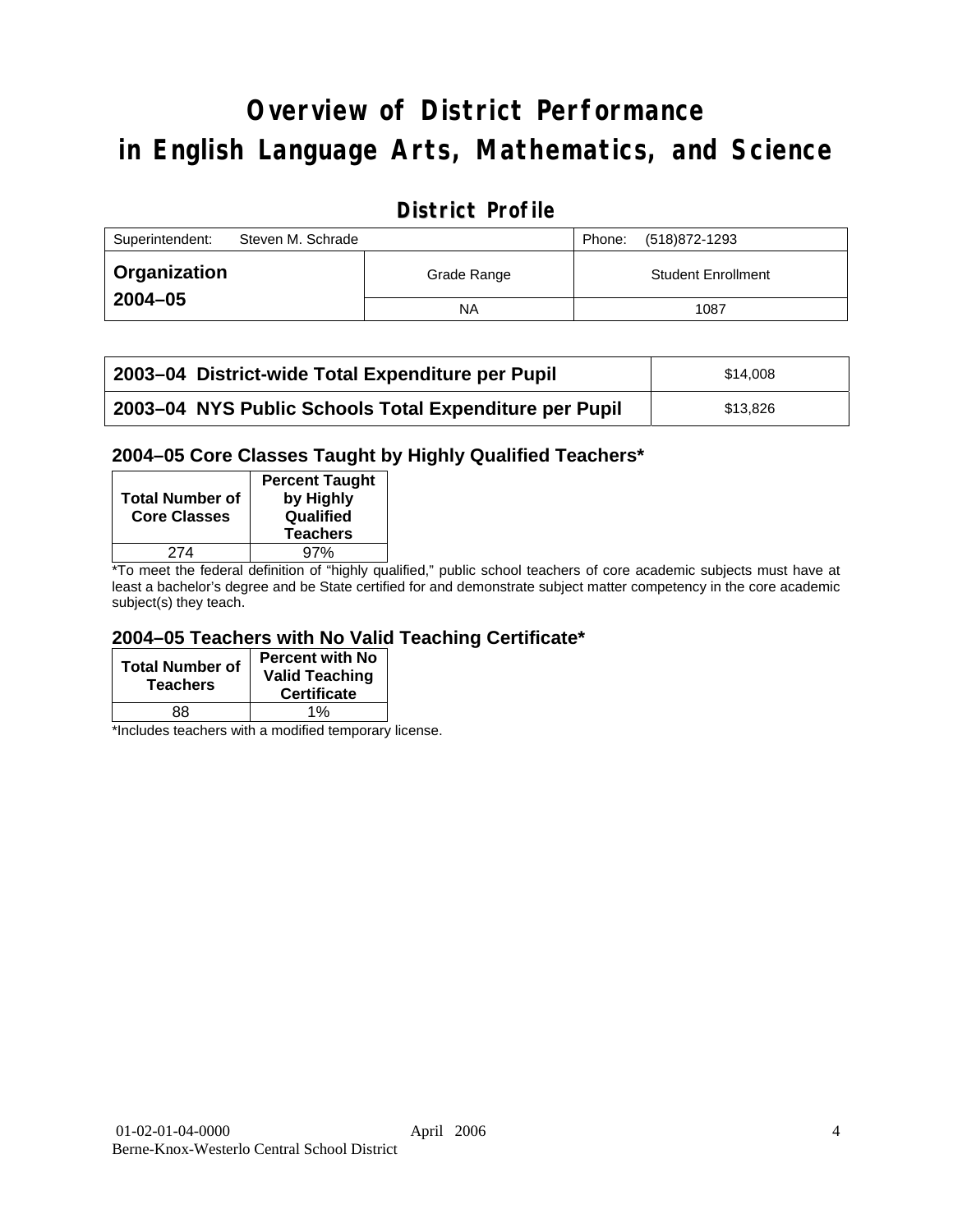# Overview of District Performance in English Language Arts, Mathematics, and Science

## District Profile

| Superintendent: Steven M. Schrade | | Phone: (518)872-1293 |
|---|---|---|
| **Organization 2004–05** | Grade Range | Student Enrollment |
| | NA | 1087 |

| | |
|---|---|
| **2003–04 District-wide Total Expenditure per Pupil** | $14,008 |
| **2003–04 NYS Public Schools Total Expenditure per Pupil** | $13,826 |

### 2004–05 Core Classes Taught by Highly Qualified Teachers*

| Total Number of Core Classes | Percent Taught by Highly Qualified Teachers |
|---|---|
| 274 | 97% |

*To meet the federal definition of "highly qualified," public school teachers of core academic subjects must have at least a bachelor's degree and be State certified for and demonstrate subject matter competency in the core academic subject(s) they teach.

### 2004–05 Teachers with No Valid Teaching Certificate*

| Total Number of Teachers | Percent with No Valid Teaching Certificate |
|---|---|
| 88 | 1% |

*Includes teachers with a modified temporary license.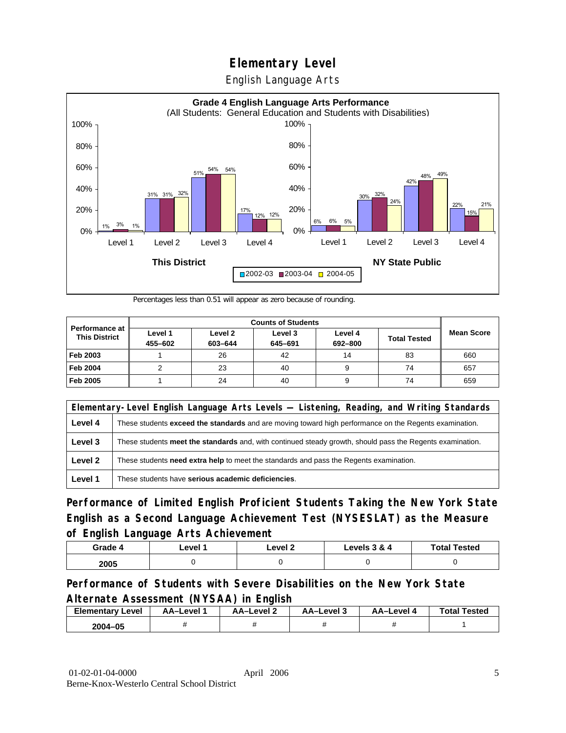# Elementary Level

## English Language Arts

**Grade 4 English Language Arts Performance**
(All Students: General Education and Students with Disabilities)

| | Level 1 | Level 2 | Level 3 | Level 4 |
|---|---|---|---|---|
| **This District** 2002-03 | 1% | 31% | 51% | 17% |
| **This District** 2003-04 | 3% | 31% | 54% | 12% |
| **This District** 2004-05 | 1% | 32% | 54% | 12% |
| **NY State Public** 2002-03 | 6% | 30% | 42% | 22% |
| **NY State Public** 2003-04 | 6% | 32% | 48% | 15% |
| **NY State Public** 2004-05 | 5% | 24% | 49% | 21% |

Percentages less than 0.51 will appear as zero because of rounding.

| Performance at This District | Counts of Students | | | | | Mean Score |
|---|---|---|---|---|---|---|
| | Level 1 455–602 | Level 2 603–644 | Level 3 645–691 | Level 4 692–800 | Total Tested | |
| **Feb 2003** | 1 | 26 | 42 | 14 | 83 | 660 |
| **Feb 2004** | 2 | 23 | 40 | 9 | 74 | 657 |
| **Feb 2005** | 1 | 24 | 40 | 9 | 74 | 659 |

| Elementary-Level English Language Arts Levels — Listening, Reading, and Writing Standards | |
|---|---|
| **Level 4** | These students **exceed the standards** and are moving toward high performance on the Regents examination. |
| **Level 3** | These students **meet the standards** and, with continued steady growth, should pass the Regents examination. |
| **Level 2** | These students **need extra help** to meet the standards and pass the Regents examination. |
| **Level 1** | These students have **serious academic deficiencies**. |

## Performance of Limited English Proficient Students Taking the New York State English as a Second Language Achievement Test (NYSESLAT) as the Measure of English Language Arts Achievement

| Grade 4 | Level 1 | Level 2 | Levels 3 & 4 | Total Tested |
|---|---|---|---|---|
| 2005 | 0 | 0 | 0 | 0 |

## Performance of Students with Severe Disabilities on the New York State Alternate Assessment (NYSAA) in English

| Elementary Level | AA–Level 1 | AA–Level 2 | AA–Level 3 | AA–Level 4 | Total Tested |
|---|---|---|---|---|---|
| 2004–05 | # | # | # | # | 1 |

01-02-01-04-0000 April 2006
Berne-Knox-Westerlo Central School District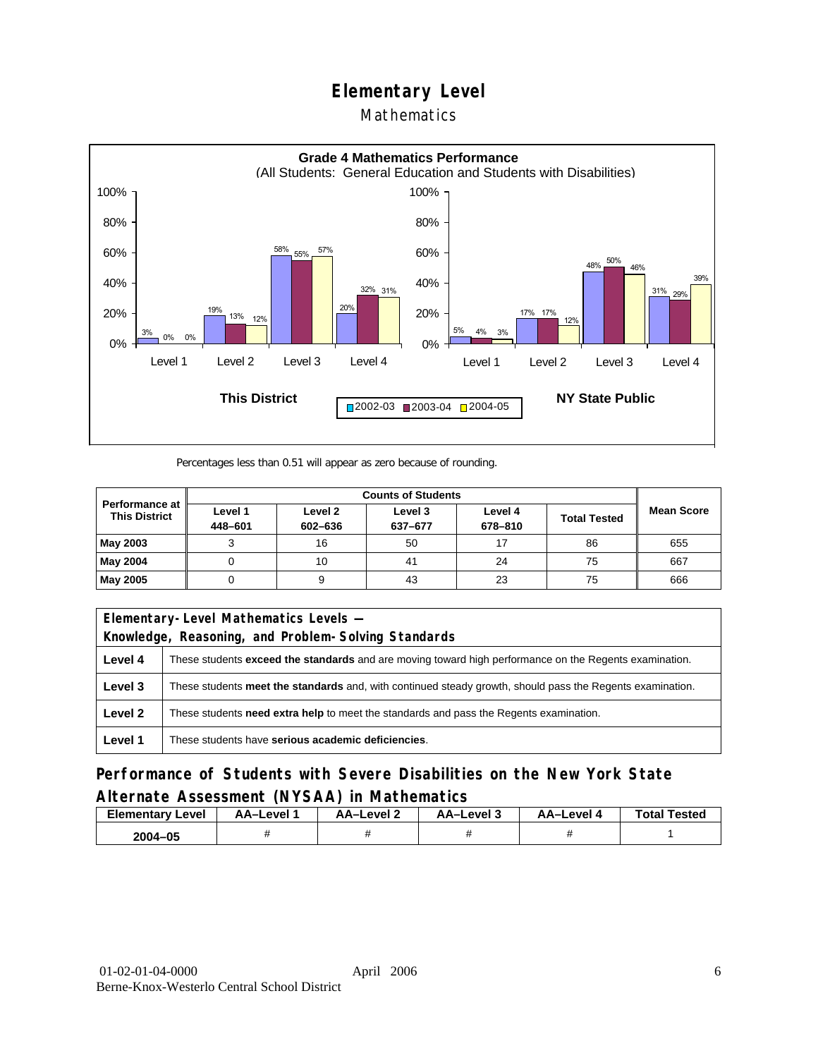# Elementary Level

## Mathematics

**Grade 4 Mathematics Performance**
(All Students: General Education and Students with Disabilities)

| | This District 2002-03 | This District 2003-04 | This District 2004-05 | NY State Public 2002-03 | NY State Public 2003-04 | NY State Public 2004-05 |
|---|---|---|---|---|---|---|
| Level 1 | 3% | 0% | 0% | 5% | 4% | 3% |
| Level 2 | 19% | 13% | 12% | 17% | 17% | 12% |
| Level 3 | 58% | 55% | 57% | 48% | 50% | 46% |
| Level 4 | 20% | 32% | 31% | 31% | 29% | 39% |

Percentages less than 0.51 will appear as zero because of rounding.

| Performance at This District | Counts of Students | | | | | Mean Score |
|---|---|---|---|---|---|---|
| | Level 1 448–601 | Level 2 602–636 | Level 3 637–677 | Level 4 678–810 | Total Tested | |
| **May 2003** | 3 | 16 | 50 | 17 | 86 | 655 |
| **May 2004** | 0 | 10 | 41 | 24 | 75 | 667 |
| **May 2005** | 0 | 9 | 43 | 23 | 75 | 666 |

| Elementary-Level Mathematics Levels — Knowledge, Reasoning, and Problem-Solving Standards | |
|---|---|
| **Level 4** | These students **exceed the standards** and are moving toward high performance on the Regents examination. |
| **Level 3** | These students **meet the standards** and, with continued steady growth, should pass the Regents examination. |
| **Level 2** | These students **need extra help** to meet the standards and pass the Regents examination. |
| **Level 1** | These students have **serious academic deficiencies**. |

## Performance of Students with Severe Disabilities on the New York State Alternate Assessment (NYSAA) in Mathematics

| Elementary Level | AA–Level 1 | AA–Level 2 | AA–Level 3 | AA–Level 4 | Total Tested |
|---|---|---|---|---|---|
| 2004–05 | # | # | # | # | 1 |

01-02-01-04-0000 April 2006
Berne-Knox-Westerlo Central School District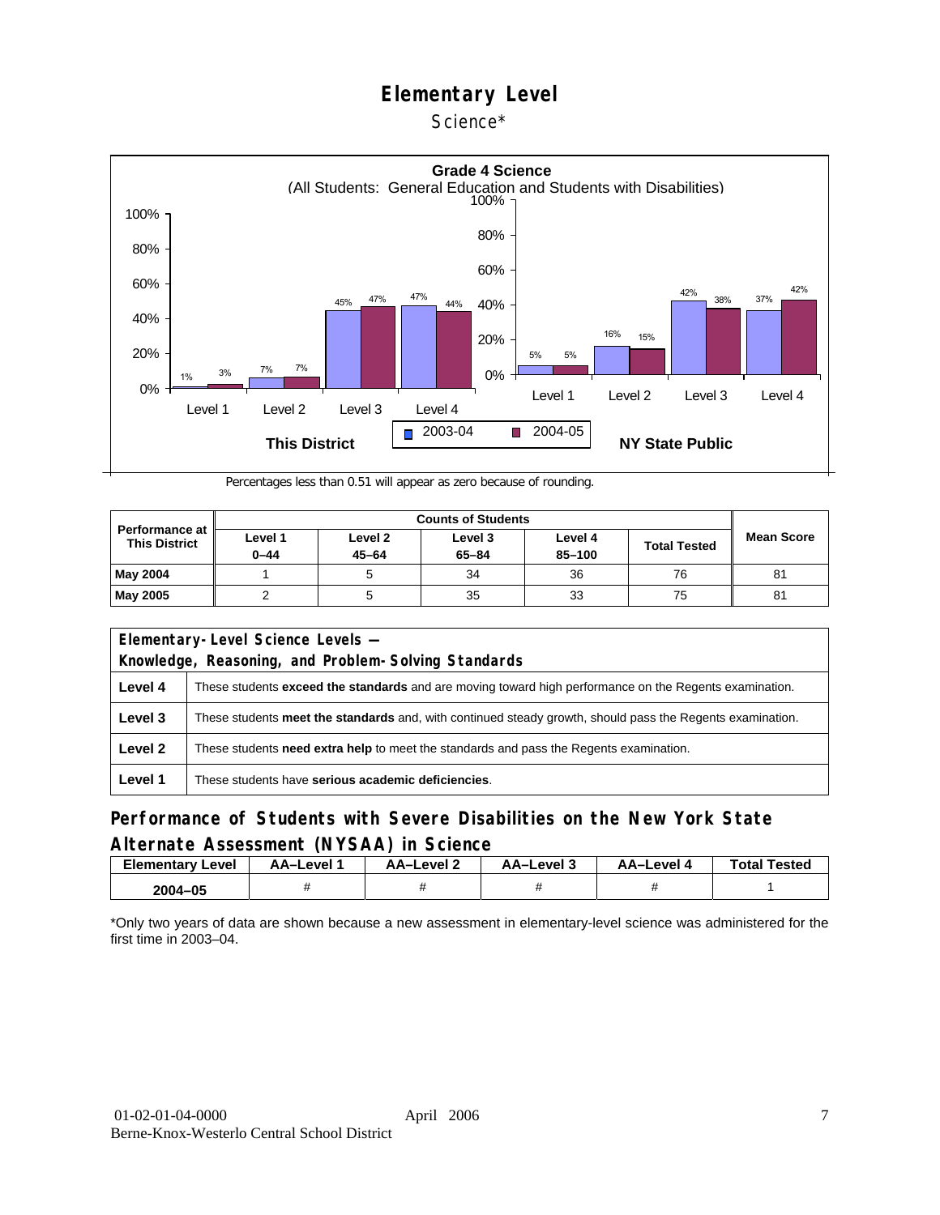# Elementary Level

Science*

**Grade 4 Science**
(All Students: General Education and Students with Disabilities)

| | This District 2003-04 | This District 2004-05 | NY State Public 2003-04 | NY State Public 2004-05 |
|---|---|---|---|---|
| Level 1 | 1% | 3% | 5% | 5% |
| Level 2 | 7% | 7% | 16% | 15% |
| Level 3 | 45% | 47% | 42% | 38% |
| Level 4 | 47% | 44% | 37% | 42% |

Percentages less than 0.51 will appear as zero because of rounding.

| Performance at This District | Counts of Students | | | | | Mean Score |
|---|---|---|---|---|---|---|
| | Level 1 0–44 | Level 2 45–64 | Level 3 65–84 | Level 4 85–100 | Total Tested | |
| **May 2004** | 1 | 5 | 34 | 36 | 76 | 81 |
| **May 2005** | 2 | 5 | 35 | 33 | 75 | 81 |

| Elementary-Level Science Levels — Knowledge, Reasoning, and Problem-Solving Standards | |
|---|---|
| **Level 4** | These students **exceed the standards** and are moving toward high performance on the Regents examination. |
| **Level 3** | These students **meet the standards** and, with continued steady growth, should pass the Regents examination. |
| **Level 2** | These students **need extra help** to meet the standards and pass the Regents examination. |
| **Level 1** | These students have **serious academic deficiencies**. |

## Performance of Students with Severe Disabilities on the New York State Alternate Assessment (NYSAA) in Science

| Elementary Level | AA–Level 1 | AA–Level 2 | AA–Level 3 | AA–Level 4 | Total Tested |
|---|---|---|---|---|---|
| 2004–05 | # | # | # | # | 1 |

*Only two years of data are shown because a new assessment in elementary-level science was administered for the first time in 2003–04.

01-02-01-04-0000 April 2006
Berne-Knox-Westerlo Central School District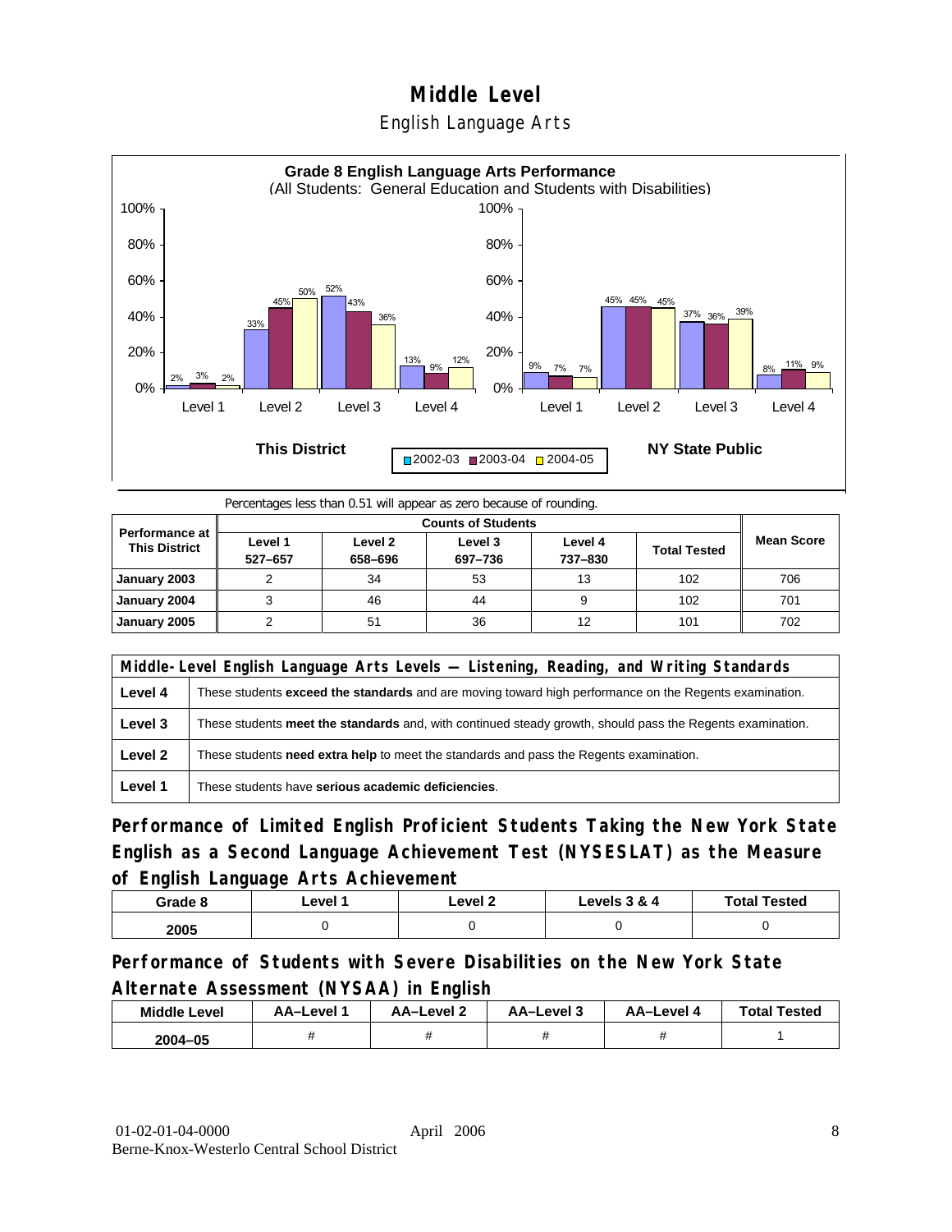# Middle Level

## English Language Arts

**Grade 8 English Language Arts Performance**
(All Students: General Education and Students with Disabilities)

| | This District 2002-03 | This District 2003-04 | This District 2004-05 | NY State Public 2002-03 | NY State Public 2003-04 | NY State Public 2004-05 |
|---|---|---|---|---|---|---|
| Level 1 | 2% | 3% | 2% | 9% | 7% | 7% |
| Level 2 | 33% | 45% | 50% | 45% | 45% | 45% |
| Level 3 | 52% | 43% | 36% | 37% | 36% | 39% |
| Level 4 | 13% | 9% | 12% | 8% | 11% | 9% |

Percentages less than 0.51 will appear as zero because of rounding.

| Performance at This District | Counts of Students | | | | | Mean Score |
|---|---|---|---|---|---|---|
| | Level 1 527–657 | Level 2 658–696 | Level 3 697–736 | Level 4 737–830 | Total Tested | |
| January 2003 | 2 | 34 | 53 | 13 | 102 | 706 |
| January 2004 | 3 | 46 | 44 | 9 | 102 | 701 |
| January 2005 | 2 | 51 | 36 | 12 | 101 | 702 |

| Middle-Level English Language Arts Levels — Listening, Reading, and Writing Standards | |
|---|---|
| Level 4 | These students **exceed the standards** and are moving toward high performance on the Regents examination. |
| Level 3 | These students **meet the standards** and, with continued steady growth, should pass the Regents examination. |
| Level 2 | These students **need extra help** to meet the standards and pass the Regents examination. |
| Level 1 | These students have **serious academic deficiencies**. |

### Performance of Limited English Proficient Students Taking the New York State English as a Second Language Achievement Test (NYSESLAT) as the Measure of English Language Arts Achievement

| Grade 8 | Level 1 | Level 2 | Levels 3 & 4 | Total Tested |
|---|---|---|---|---|
| 2005 | 0 | 0 | 0 | 0 |

### Performance of Students with Severe Disabilities on the New York State Alternate Assessment (NYSAA) in English

| Middle Level | AA–Level 1 | AA–Level 2 | AA–Level 3 | AA–Level 4 | Total Tested |
|---|---|---|---|---|---|
| 2004–05 | # | # | # | # | 1 |

01-02-01-04-0000 April 2006
Berne-Knox-Westerlo Central School District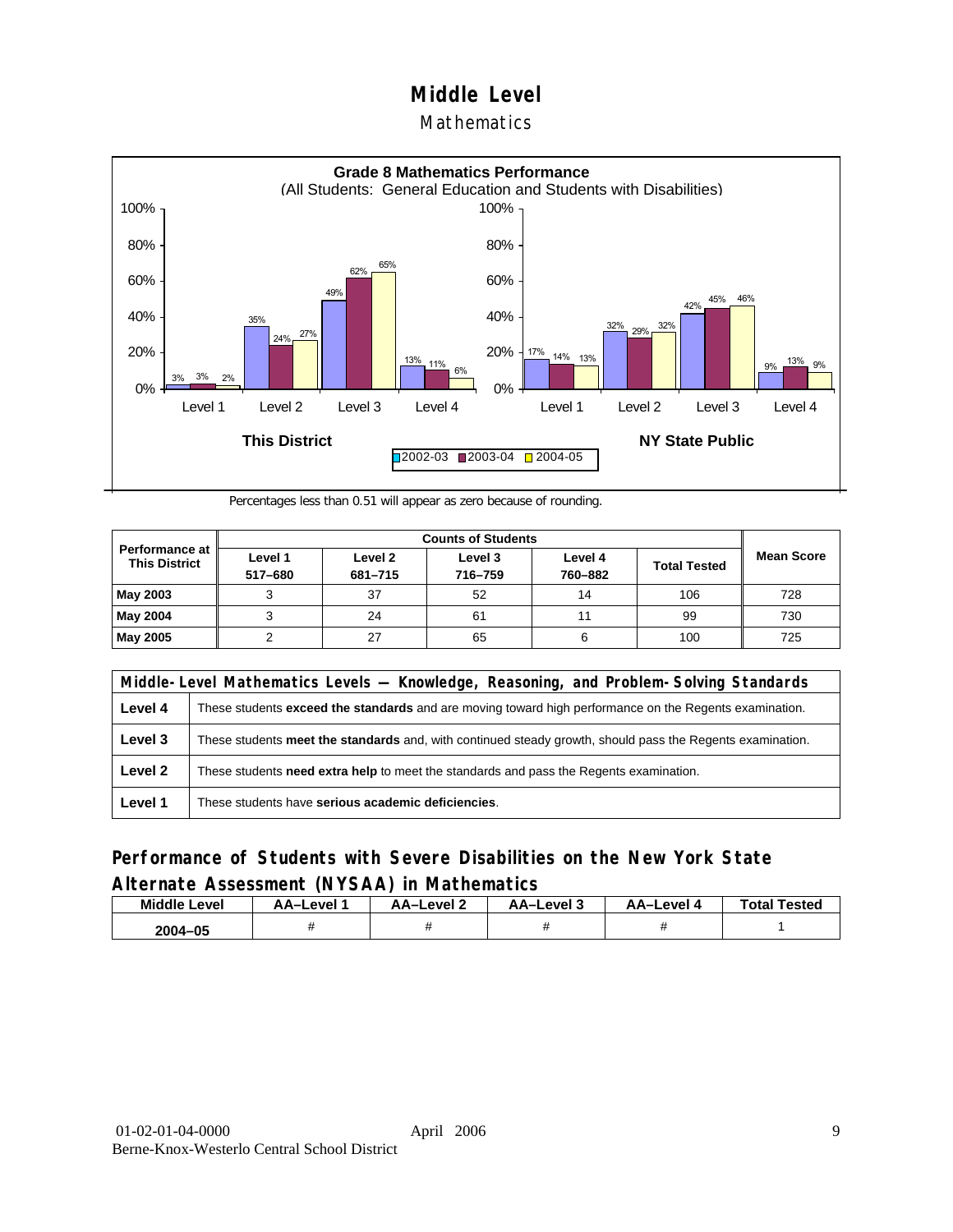# Middle Level

## Mathematics

**Grade 8 Mathematics Performance**
(All Students: General Education and Students with Disabilities)

**This District**

| | 2002-03 | 2003-04 | 2004-05 |
|---|---|---|---|
| Level 1 | 3% | 3% | 2% |
| Level 2 | 35% | 24% | 27% |
| Level 3 | 49% | 62% | 65% |
| Level 4 | 13% | 11% | 6% |

**NY State Public**

| | 2002-03 | 2003-04 | 2004-05 |
|---|---|---|---|
| Level 1 | 17% | 14% | 13% |
| Level 2 | 32% | 29% | 32% |
| Level 3 | 42% | 45% | 46% |
| Level 4 | 9% | 13% | 9% |

Percentages less than 0.51 will appear as zero because of rounding.

| Performance at This District | Counts of Students | | | | | Mean Score |
|---|---|---|---|---|---|---|
| | Level 1 517–680 | Level 2 681–715 | Level 3 716–759 | Level 4 760–882 | Total Tested | |
| **May 2003** | 3 | 37 | 52 | 14 | 106 | 728 |
| **May 2004** | 3 | 24 | 61 | 11 | 99 | 730 |
| **May 2005** | 2 | 27 | 65 | 6 | 100 | 725 |

| Middle-Level Mathematics Levels — Knowledge, Reasoning, and Problem-Solving Standards | |
|---|---|
| **Level 4** | These students **exceed the standards** and are moving toward high performance on the Regents examination. |
| **Level 3** | These students **meet the standards** and, with continued steady growth, should pass the Regents examination. |
| **Level 2** | These students **need extra help** to meet the standards and pass the Regents examination. |
| **Level 1** | These students have **serious academic deficiencies**. |

## Performance of Students with Severe Disabilities on the New York State Alternate Assessment (NYSAA) in Mathematics

| Middle Level | AA–Level 1 | AA–Level 2 | AA–Level 3 | AA–Level 4 | Total Tested |
|---|---|---|---|---|---|
| 2004–05 | # | # | # | # | 1 |

01-02-01-04-0000 April 2006
Berne-Knox-Westerlo Central School District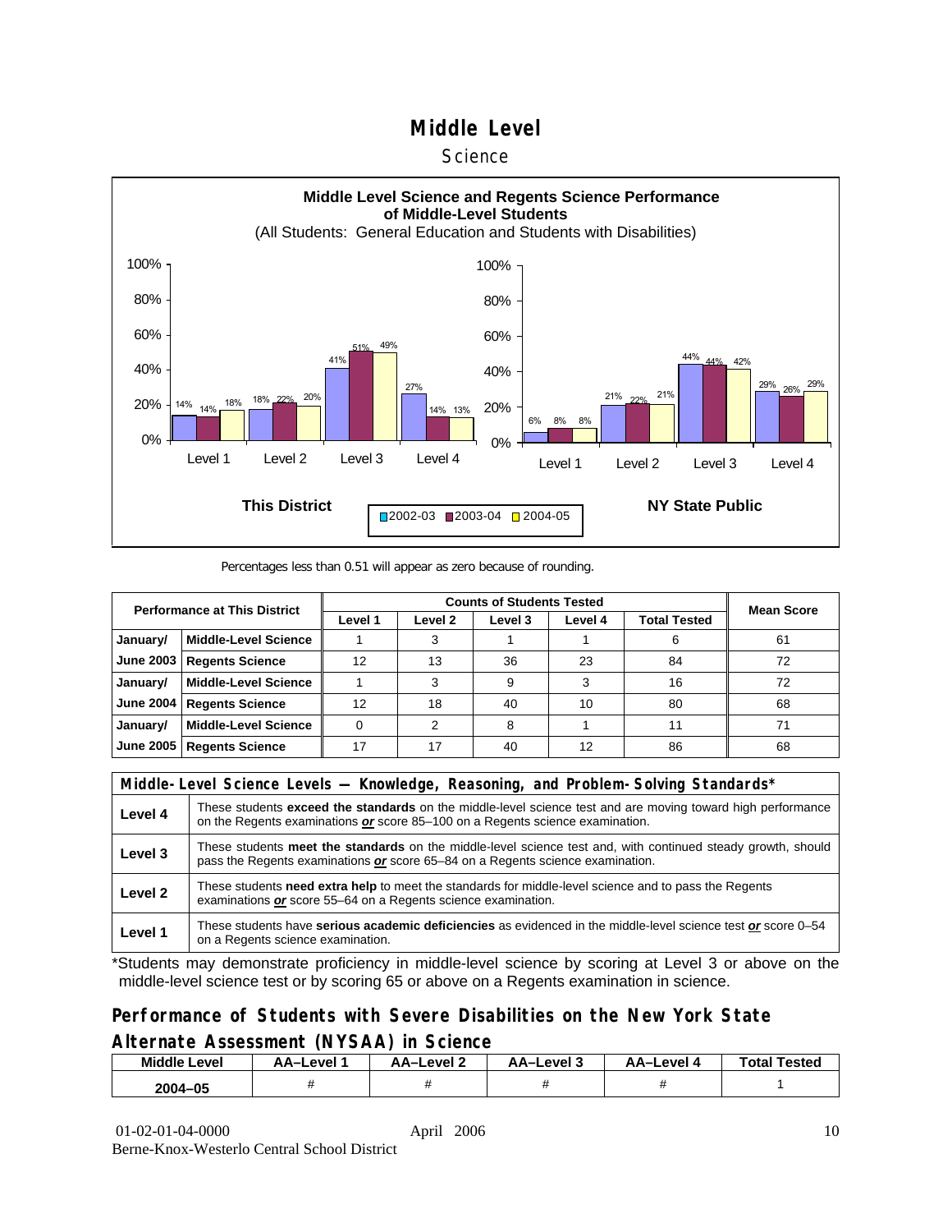# Middle Level

## Science

**Middle Level Science and Regents Science Performance of Middle-Level Students**

(All Students: General Education and Students with Disabilities)

**This District**

| | 2002-03 | 2003-04 | 2004-05 |
|---|---|---|---|
| Level 1 | 14% | 14% | 18% |
| Level 2 | 18% | 22% | 20% |
| Level 3 | 41% | 51% | 49% |
| Level 4 | 27% | 14% | 13% |

**NY State Public**

| | 2002-03 | 2003-04 | 2004-05 |
|---|---|---|---|
| Level 1 | 6% | 8% | 8% |
| Level 2 | 21% | 22% | 21% |
| Level 3 | 44% | 44% | 42% |
| Level 4 | 29% | 26% | 29% |

Percentages less than 0.51 will appear as zero because of rounding.

| Performance at This District | | Counts of Students Tested | | | | | Mean Score |
|---|---|---|---|---|---|---|---|
| | | Level 1 | Level 2 | Level 3 | Level 4 | Total Tested | |
| January/ | Middle-Level Science | 1 | 3 | 1 | 1 | 6 | 61 |
| June 2003 | Regents Science | 12 | 13 | 36 | 23 | 84 | 72 |
| January/ | Middle-Level Science | 1 | 3 | 9 | 3 | 16 | 72 |
| June 2004 | Regents Science | 12 | 18 | 40 | 10 | 80 | 68 |
| January/ | Middle-Level Science | 0 | 2 | 8 | 1 | 11 | 71 |
| June 2005 | Regents Science | 17 | 17 | 40 | 12 | 86 | 68 |

| Middle-Level Science Levels — Knowledge, Reasoning, and Problem-Solving Standards* | |
|---|---|
| **Level 4** | These students **exceed the standards** on the middle-level science test and are moving toward high performance on the Regents examinations ***or*** score 85–100 on a Regents science examination. |
| **Level 3** | These students **meet the standards** on the middle-level science test and, with continued steady growth, should pass the Regents examinations ***or*** score 65–84 on a Regents science examination. |
| **Level 2** | These students **need extra help** to meet the standards for middle-level science and to pass the Regents examinations ***or*** score 55–64 on a Regents science examination. |
| **Level 1** | These students have **serious academic deficiencies** as evidenced in the middle-level science test ***or*** score 0–54 on a Regents science examination. |

*Students may demonstrate proficiency in middle-level science by scoring at Level 3 or above on the middle-level science test or by scoring 65 or above on a Regents examination in science.

## Performance of Students with Severe Disabilities on the New York State Alternate Assessment (NYSAA) in Science

| Middle Level | AA–Level 1 | AA–Level 2 | AA–Level 3 | AA–Level 4 | Total Tested |
|---|---|---|---|---|---|
| 2004–05 | # | # | # | # | 1 |

01-02-01-04-0000 April 2006
Berne-Knox-Westerlo Central School District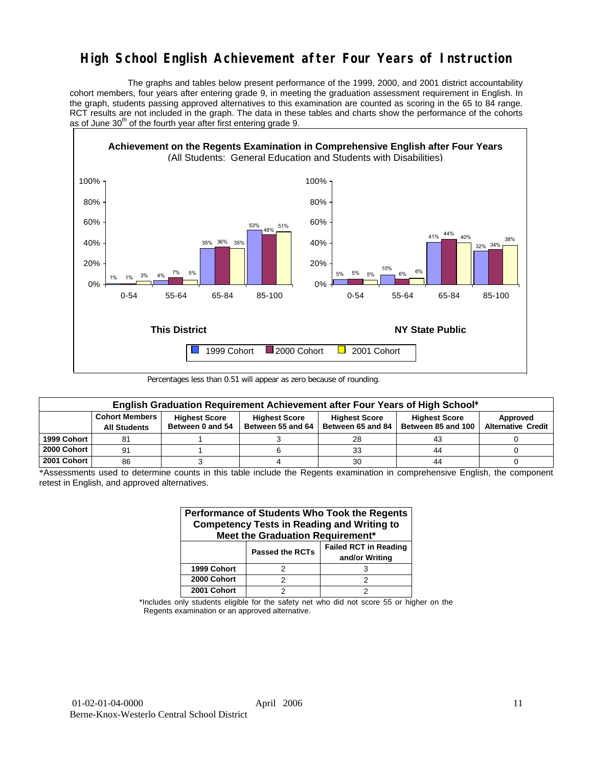# High School English Achievement after Four Years of Instruction

The graphs and tables below present performance of the 1999, 2000, and 2001 district accountability cohort members, four years after entering grade 9, in meeting the graduation assessment requirement in English. In the graph, students passing approved alternatives to this examination are counted as scoring in the 65 to 84 range. RCT results are not included in the graph. The data in these tables and charts show the performance of the cohorts as of June 30th of the fourth year after first entering grade 9.

**Achievement on the Regents Examination in Comprehensive English after Four Years**
(All Students: General Education and Students with Disabilities)

**This District**

| Score | 1999 Cohort | 2000 Cohort | 2001 Cohort |
|---|---|---|---|
| 0-54 | 1% | 1% | 3% |
| 55-64 | 4% | 7% | 5% |
| 65-84 | 35% | 36% | 35% |
| 85-100 | 53% | 48% | 51% |

**NY State Public**

| Score | 1999 Cohort | 2000 Cohort | 2001 Cohort |
|---|---|---|---|
| 0-54 | 5% | 5% | 5% |
| 55-64 | 10% | 6% | 6% |
| 65-84 | 41% | 44% | 40% |
| 85-100 | 32% | 34% | 38% |

Percentages less than 0.51 will appear as zero because of rounding.

| English Graduation Requirement Achievement after Four Years of High School* | | | | | | |
|---|---|---|---|---|---|---|
| | Cohort Members All Students | Highest Score Between 0 and 54 | Highest Score Between 55 and 64 | Highest Score Between 65 and 84 | Highest Score Between 85 and 100 | Approved Alternative Credit |
| 1999 Cohort | 81 | 1 | 3 | 28 | 43 | 0 |
| 2000 Cohort | 91 | 1 | 6 | 33 | 44 | 0 |
| 2001 Cohort | 86 | 3 | 4 | 30 | 44 | 0 |

*Assessments used to determine counts in this table include the Regents examination in comprehensive English, the component retest in English, and approved alternatives.

| Performance of Students Who Took the Regents Competency Tests in Reading and Writing to Meet the Graduation Requirement* | | |
|---|---|---|
| | Passed the RCTs | Failed RCT in Reading and/or Writing |
| 1999 Cohort | 2 | 3 |
| 2000 Cohort | 2 | 2 |
| 2001 Cohort | 2 | 2 |

*Includes only students eligible for the safety net who did not score 55 or higher on the Regents examination or an approved alternative.

01-02-01-04-0000 April 2006
Berne-Knox-Westerlo Central School District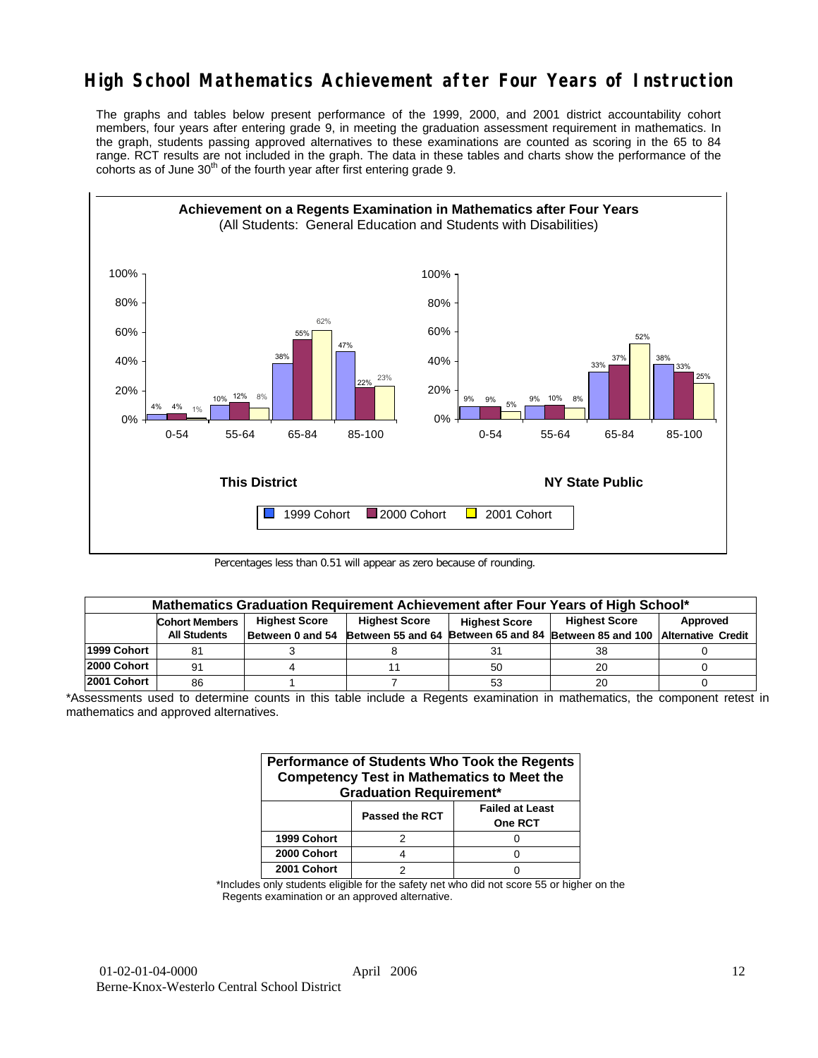# High School Mathematics Achievement after Four Years of Instruction

The graphs and tables below present performance of the 1999, 2000, and 2001 district accountability cohort members, four years after entering grade 9, in meeting the graduation assessment requirement in mathematics. In the graph, students passing approved alternatives to these examinations are counted as scoring in the 65 to 84 range. RCT results are not included in the graph. The data in these tables and charts show the performance of the cohorts as of June 30th of the fourth year after first entering grade 9.

**Achievement on a Regents Examination in Mathematics after Four Years**
(All Students: General Education and Students with Disabilities)

**This District**

| Score | 1999 Cohort | 2000 Cohort | 2001 Cohort |
|---|---|---|---|
| 0-54 | 4% | 4% | 1% |
| 55-64 | 10% | 12% | 8% |
| 65-84 | 38% | 55% | 62% |
| 85-100 | 47% | 22% | 23% |

**NY State Public**

| Score | 1999 Cohort | 2000 Cohort | 2001 Cohort |
|---|---|---|---|
| 0-54 | 9% | 9% | 5% |
| 55-64 | 9% | 10% | 8% |
| 65-84 | 33% | 37% | 52% |
| 85-100 | 38% | 33% | 25% |

Percentages less than 0.51 will appear as zero because of rounding.

**Mathematics Graduation Requirement Achievement after Four Years of High School***

| | Cohort Members All Students | Highest Score Between 0 and 54 | Highest Score Between 55 and 64 | Highest Score Between 65 and 84 | Highest Score Between 85 and 100 | Approved Alternative Credit |
|---|---|---|---|---|---|---|
| 1999 Cohort | 81 | 3 | 8 | 31 | 38 | 0 |
| 2000 Cohort | 91 | 4 | 11 | 50 | 20 | 0 |
| 2001 Cohort | 86 | 1 | 7 | 53 | 20 | 0 |

*Assessments used to determine counts in this table include a Regents examination in mathematics, the component retest in mathematics and approved alternatives.

**Performance of Students Who Took the Regents Competency Test in Mathematics to Meet the Graduation Requirement***

| | Passed the RCT | Failed at Least One RCT |
|---|---|---|
| 1999 Cohort | 2 | 0 |
| 2000 Cohort | 4 | 0 |
| 2001 Cohort | 2 | 0 |

*Includes only students eligible for the safety net who did not score 55 or higher on the Regents examination or an approved alternative.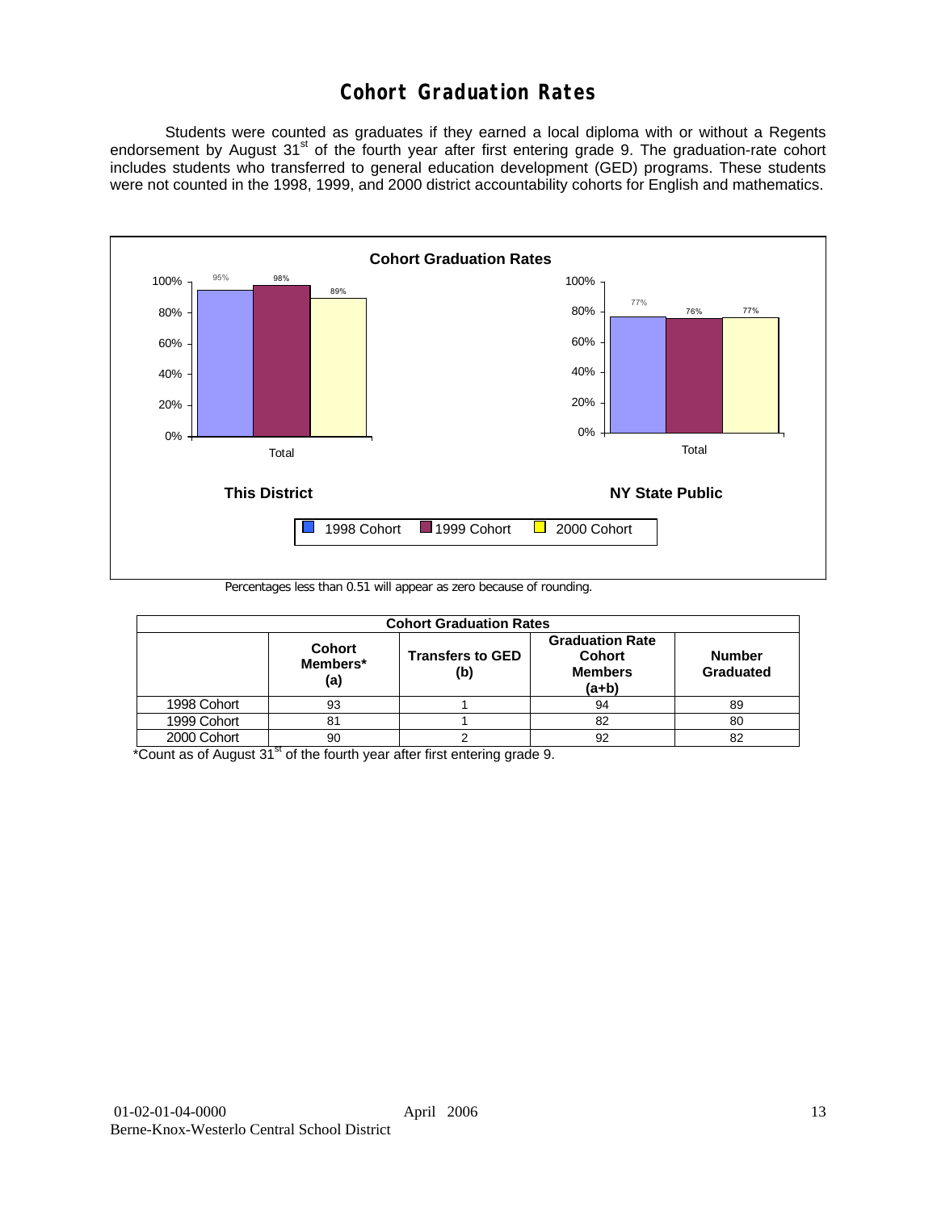# Cohort Graduation Rates

Students were counted as graduates if they earned a local diploma with or without a Regents endorsement by August 31st of the fourth year after first entering grade 9. The graduation-rate cohort includes students who transferred to general education development (GED) programs. These students were not counted in the 1998, 1999, and 2000 district accountability cohorts for English and mathematics.

**Cohort Graduation Rates**

| | 1998 Cohort | 1999 Cohort | 2000 Cohort |
|---|---|---|---|
| This District (Total) | 95% | 98% | 89% |
| NY State Public (Total) | 77% | 76% | 77% |

Percentages less than 0.51 will appear as zero because of rounding.

| Cohort Graduation Rates | | | | |
|---|---|---|---|---|
| | Cohort Members* (a) | Transfers to GED (b) | Graduation Rate Cohort Members (a+b) | Number Graduated |
| 1998 Cohort | 93 | 1 | 94 | 89 |
| 1999 Cohort | 81 | 1 | 82 | 80 |
| 2000 Cohort | 90 | 2 | 92 | 82 |

*Count as of August 31st of the fourth year after first entering grade 9.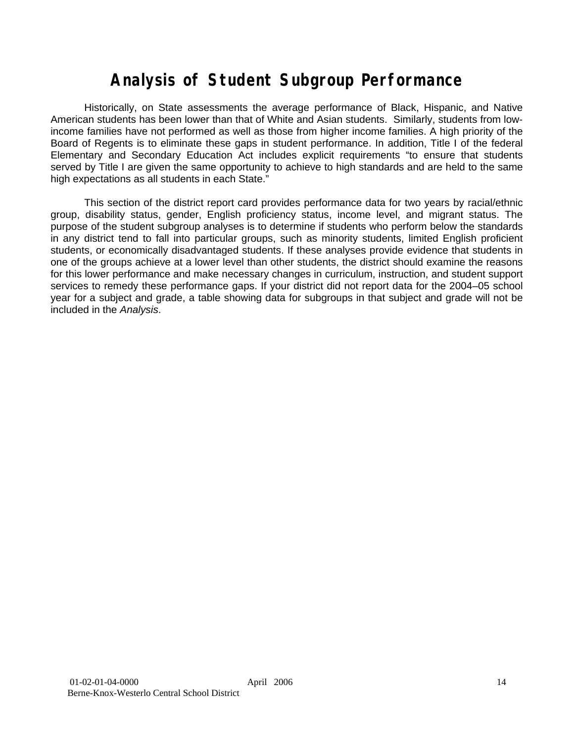# Analysis of Student Subgroup Performance

Historically, on State assessments the average performance of Black, Hispanic, and Native American students has been lower than that of White and Asian students. Similarly, students from low-income families have not performed as well as those from higher income families. A high priority of the Board of Regents is to eliminate these gaps in student performance. In addition, Title I of the federal Elementary and Secondary Education Act includes explicit requirements "to ensure that students served by Title I are given the same opportunity to achieve to high standards and are held to the same high expectations as all students in each State."

This section of the district report card provides performance data for two years by racial/ethnic group, disability status, gender, English proficiency status, income level, and migrant status. The purpose of the student subgroup analyses is to determine if students who perform below the standards in any district tend to fall into particular groups, such as minority students, limited English proficient students, or economically disadvantaged students. If these analyses provide evidence that students in one of the groups achieve at a lower level than other students, the district should examine the reasons for this lower performance and make necessary changes in curriculum, instruction, and student support services to remedy these performance gaps. If your district did not report data for the 2004–05 school year for a subject and grade, a table showing data for subgroups in that subject and grade will not be included in the *Analysis*.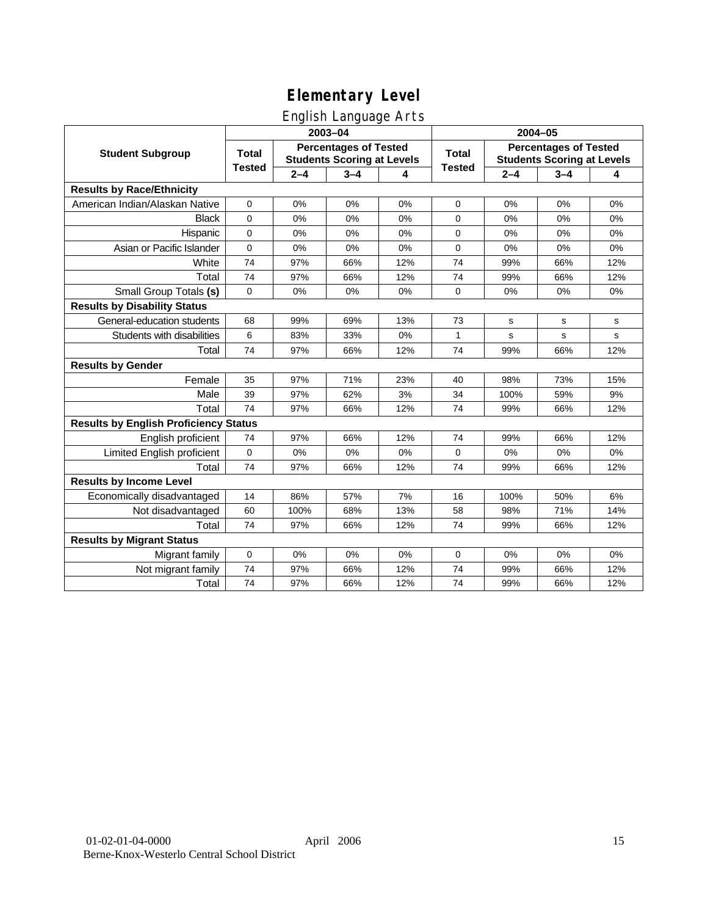# Elementary Level

## English Language Arts

| Student Subgroup | 2003–04 | | | | 2004–05 | | | |
|---|---|---|---|---|---|---|---|---|
| | Total Tested | Percentages of Tested Students Scoring at Levels | | | Total Tested | Percentages of Tested Students Scoring at Levels | | |
| | | 2–4 | 3–4 | 4 | | 2–4 | 3–4 | 4 |
| **Results by Race/Ethnicity** | | | | | | | | |
| American Indian/Alaskan Native | 0 | 0% | 0% | 0% | 0 | 0% | 0% | 0% |
| Black | 0 | 0% | 0% | 0% | 0 | 0% | 0% | 0% |
| Hispanic | 0 | 0% | 0% | 0% | 0 | 0% | 0% | 0% |
| Asian or Pacific Islander | 0 | 0% | 0% | 0% | 0 | 0% | 0% | 0% |
| White | 74 | 97% | 66% | 12% | 74 | 99% | 66% | 12% |
| Total | 74 | 97% | 66% | 12% | 74 | 99% | 66% | 12% |
| Small Group Totals **(s)** | 0 | 0% | 0% | 0% | 0 | 0% | 0% | 0% |
| **Results by Disability Status** | | | | | | | | |
| General-education students | 68 | 99% | 69% | 13% | 73 | s | s | s |
| Students with disabilities | 6 | 83% | 33% | 0% | 1 | s | s | s |
| Total | 74 | 97% | 66% | 12% | 74 | 99% | 66% | 12% |
| **Results by Gender** | | | | | | | | |
| Female | 35 | 97% | 71% | 23% | 40 | 98% | 73% | 15% |
| Male | 39 | 97% | 62% | 3% | 34 | 100% | 59% | 9% |
| Total | 74 | 97% | 66% | 12% | 74 | 99% | 66% | 12% |
| **Results by English Proficiency Status** | | | | | | | | |
| English proficient | 74 | 97% | 66% | 12% | 74 | 99% | 66% | 12% |
| Limited English proficient | 0 | 0% | 0% | 0% | 0 | 0% | 0% | 0% |
| Total | 74 | 97% | 66% | 12% | 74 | 99% | 66% | 12% |
| **Results by Income Level** | | | | | | | | |
| Economically disadvantaged | 14 | 86% | 57% | 7% | 16 | 100% | 50% | 6% |
| Not disadvantaged | 60 | 100% | 68% | 13% | 58 | 98% | 71% | 14% |
| Total | 74 | 97% | 66% | 12% | 74 | 99% | 66% | 12% |
| **Results by Migrant Status** | | | | | | | | |
| Migrant family | 0 | 0% | 0% | 0% | 0 | 0% | 0% | 0% |
| Not migrant family | 74 | 97% | 66% | 12% | 74 | 99% | 66% | 12% |
| Total | 74 | 97% | 66% | 12% | 74 | 99% | 66% | 12% |

01-02-01-04-0000 April 2006
Berne-Knox-Westerlo Central School District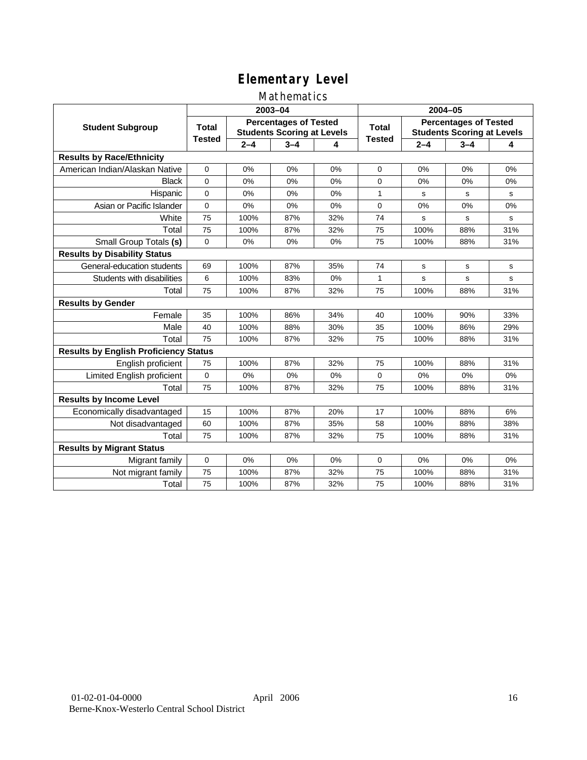# Elementary Level

## Mathematics

| Student Subgroup | 2003–04 | | | | 2004–05 | | | |
|---|---|---|---|---|---|---|---|---|
| | Total Tested | Percentages of Tested Students Scoring at Levels | | | Total Tested | Percentages of Tested Students Scoring at Levels | | |
| | | 2–4 | 3–4 | 4 | | 2–4 | 3–4 | 4 |
| **Results by Race/Ethnicity** | | | | | | | | |
| American Indian/Alaskan Native | 0 | 0% | 0% | 0% | 0 | 0% | 0% | 0% |
| Black | 0 | 0% | 0% | 0% | 0 | 0% | 0% | 0% |
| Hispanic | 0 | 0% | 0% | 0% | 1 | s | s | s |
| Asian or Pacific Islander | 0 | 0% | 0% | 0% | 0 | 0% | 0% | 0% |
| White | 75 | 100% | 87% | 32% | 74 | s | s | s |
| Total | 75 | 100% | 87% | 32% | 75 | 100% | 88% | 31% |
| Small Group Totals **(s)** | 0 | 0% | 0% | 0% | 75 | 100% | 88% | 31% |
| **Results by Disability Status** | | | | | | | | |
| General-education students | 69 | 100% | 87% | 35% | 74 | s | s | s |
| Students with disabilities | 6 | 100% | 83% | 0% | 1 | s | s | s |
| Total | 75 | 100% | 87% | 32% | 75 | 100% | 88% | 31% |
| **Results by Gender** | | | | | | | | |
| Female | 35 | 100% | 86% | 34% | 40 | 100% | 90% | 33% |
| Male | 40 | 100% | 88% | 30% | 35 | 100% | 86% | 29% |
| Total | 75 | 100% | 87% | 32% | 75 | 100% | 88% | 31% |
| **Results by English Proficiency Status** | | | | | | | | |
| English proficient | 75 | 100% | 87% | 32% | 75 | 100% | 88% | 31% |
| Limited English proficient | 0 | 0% | 0% | 0% | 0 | 0% | 0% | 0% |
| Total | 75 | 100% | 87% | 32% | 75 | 100% | 88% | 31% |
| **Results by Income Level** | | | | | | | | |
| Economically disadvantaged | 15 | 100% | 87% | 20% | 17 | 100% | 88% | 6% |
| Not disadvantaged | 60 | 100% | 87% | 35% | 58 | 100% | 88% | 38% |
| Total | 75 | 100% | 87% | 32% | 75 | 100% | 88% | 31% |
| **Results by Migrant Status** | | | | | | | | |
| Migrant family | 0 | 0% | 0% | 0% | 0 | 0% | 0% | 0% |
| Not migrant family | 75 | 100% | 87% | 32% | 75 | 100% | 88% | 31% |
| Total | 75 | 100% | 87% | 32% | 75 | 100% | 88% | 31% |

01-02-01-04-0000 April 2006
Berne-Knox-Westerlo Central School District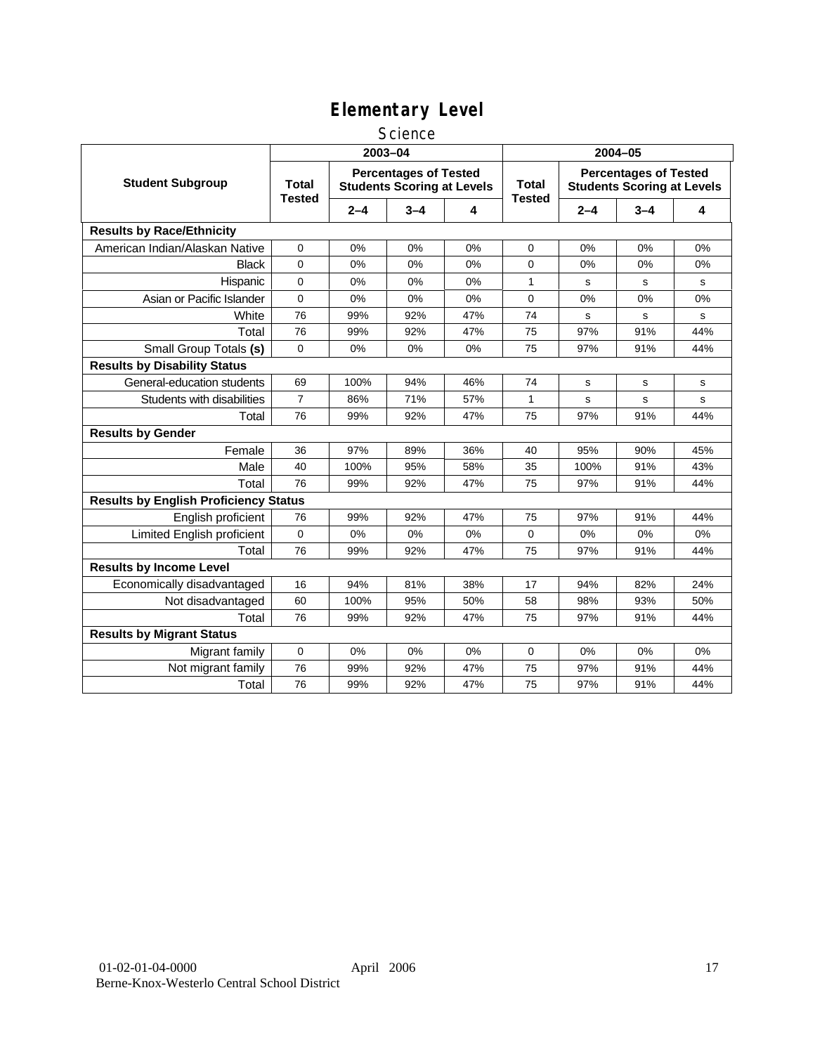# Elementary Level

## Science

| Student Subgroup | 2003–04 | | | | 2004–05 | | | |
|---|---|---|---|---|---|---|---|---|
| | Total Tested | Percentages of Tested Students Scoring at Levels | | | Total Tested | Percentages of Tested Students Scoring at Levels | | |
| | | 2–4 | 3–4 | 4 | | 2–4 | 3–4 | 4 |
| **Results by Race/Ethnicity** | | | | | | | | |
| American Indian/Alaskan Native | 0 | 0% | 0% | 0% | 0 | 0% | 0% | 0% |
| Black | 0 | 0% | 0% | 0% | 0 | 0% | 0% | 0% |
| Hispanic | 0 | 0% | 0% | 0% | 1 | s | s | s |
| Asian or Pacific Islander | 0 | 0% | 0% | 0% | 0 | 0% | 0% | 0% |
| White | 76 | 99% | 92% | 47% | 74 | s | s | s |
| Total | 76 | 99% | 92% | 47% | 75 | 97% | 91% | 44% |
| Small Group Totals **(s)** | 0 | 0% | 0% | 0% | 75 | 97% | 91% | 44% |
| **Results by Disability Status** | | | | | | | | |
| General-education students | 69 | 100% | 94% | 46% | 74 | s | s | s |
| Students with disabilities | 7 | 86% | 71% | 57% | 1 | s | s | s |
| Total | 76 | 99% | 92% | 47% | 75 | 97% | 91% | 44% |
| **Results by Gender** | | | | | | | | |
| Female | 36 | 97% | 89% | 36% | 40 | 95% | 90% | 45% |
| Male | 40 | 100% | 95% | 58% | 35 | 100% | 91% | 43% |
| Total | 76 | 99% | 92% | 47% | 75 | 97% | 91% | 44% |
| **Results by English Proficiency Status** | | | | | | | | |
| English proficient | 76 | 99% | 92% | 47% | 75 | 97% | 91% | 44% |
| Limited English proficient | 0 | 0% | 0% | 0% | 0 | 0% | 0% | 0% |
| Total | 76 | 99% | 92% | 47% | 75 | 97% | 91% | 44% |
| **Results by Income Level** | | | | | | | | |
| Economically disadvantaged | 16 | 94% | 81% | 38% | 17 | 94% | 82% | 24% |
| Not disadvantaged | 60 | 100% | 95% | 50% | 58 | 98% | 93% | 50% |
| Total | 76 | 99% | 92% | 47% | 75 | 97% | 91% | 44% |
| **Results by Migrant Status** | | | | | | | | |
| Migrant family | 0 | 0% | 0% | 0% | 0 | 0% | 0% | 0% |
| Not migrant family | 76 | 99% | 92% | 47% | 75 | 97% | 91% | 44% |
| Total | 76 | 99% | 92% | 47% | 75 | 97% | 91% | 44% |

01-02-01-04-0000 April 2006
Berne-Knox-Westerlo Central School District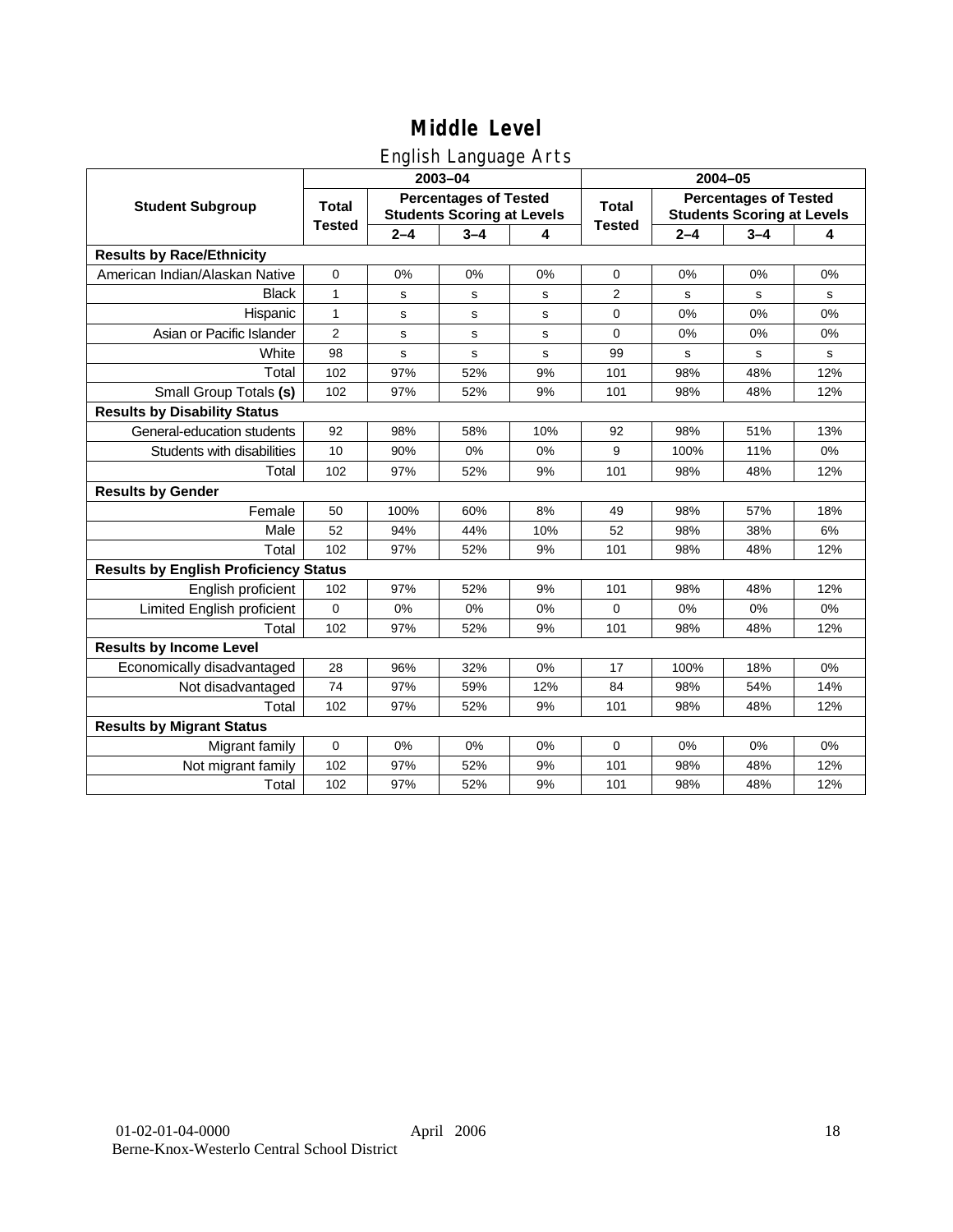# Middle Level

## English Language Arts

| Student Subgroup | 2003–04 Total Tested | 2003–04 Percentages of Tested Students Scoring at Levels 2–4 | 3–4 | 4 | 2004–05 Total Tested | 2004–05 Percentages of Tested Students Scoring at Levels 2–4 | 3–4 | 4 |
|---|---|---|---|---|---|---|---|---|
| **Results by Race/Ethnicity** | | | | | | | | |
| American Indian/Alaskan Native | 0 | 0% | 0% | 0% | 0 | 0% | 0% | 0% |
| Black | 1 | s | s | s | 2 | s | s | s |
| Hispanic | 1 | s | s | s | 0 | 0% | 0% | 0% |
| Asian or Pacific Islander | 2 | s | s | s | 0 | 0% | 0% | 0% |
| White | 98 | s | s | s | 99 | s | s | s |
| Total | 102 | 97% | 52% | 9% | 101 | 98% | 48% | 12% |
| Small Group Totals **(s)** | 102 | 97% | 52% | 9% | 101 | 98% | 48% | 12% |
| **Results by Disability Status** | | | | | | | | |
| General-education students | 92 | 98% | 58% | 10% | 92 | 98% | 51% | 13% |
| Students with disabilities | 10 | 90% | 0% | 0% | 9 | 100% | 11% | 0% |
| Total | 102 | 97% | 52% | 9% | 101 | 98% | 48% | 12% |
| **Results by Gender** | | | | | | | | |
| Female | 50 | 100% | 60% | 8% | 49 | 98% | 57% | 18% |
| Male | 52 | 94% | 44% | 10% | 52 | 98% | 38% | 6% |
| Total | 102 | 97% | 52% | 9% | 101 | 98% | 48% | 12% |
| **Results by English Proficiency Status** | | | | | | | | |
| English proficient | 102 | 97% | 52% | 9% | 101 | 98% | 48% | 12% |
| Limited English proficient | 0 | 0% | 0% | 0% | 0 | 0% | 0% | 0% |
| Total | 102 | 97% | 52% | 9% | 101 | 98% | 48% | 12% |
| **Results by Income Level** | | | | | | | | |
| Economically disadvantaged | 28 | 96% | 32% | 0% | 17 | 100% | 18% | 0% |
| Not disadvantaged | 74 | 97% | 59% | 12% | 84 | 98% | 54% | 14% |
| Total | 102 | 97% | 52% | 9% | 101 | 98% | 48% | 12% |
| **Results by Migrant Status** | | | | | | | | |
| Migrant family | 0 | 0% | 0% | 0% | 0 | 0% | 0% | 0% |
| Not migrant family | 102 | 97% | 52% | 9% | 101 | 98% | 48% | 12% |
| Total | 102 | 97% | 52% | 9% | 101 | 98% | 48% | 12% |

01-02-01-04-0000 April 2006
Berne-Knox-Westerlo Central School District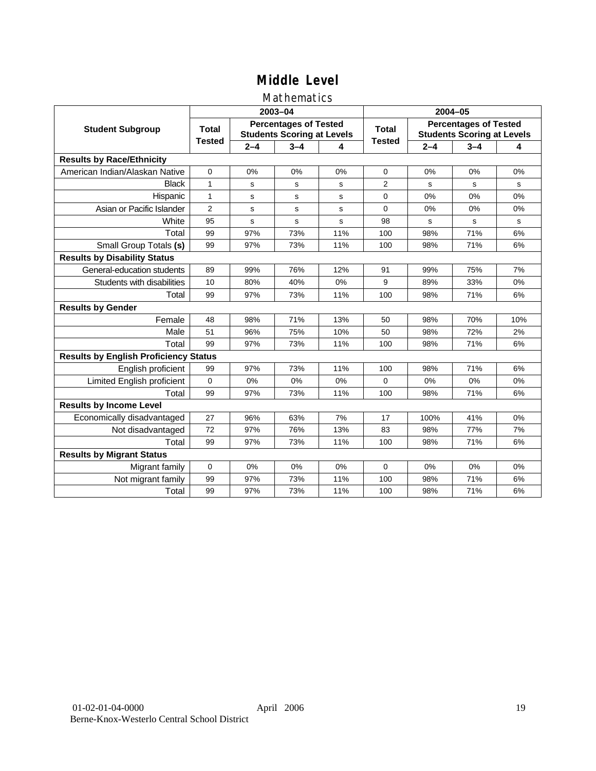# Middle Level

## Mathematics

| Student Subgroup | 2003–04 | | | | 2004–05 | | | |
|---|---|---|---|---|---|---|---|---|
| | Total Tested | Percentages of Tested Students Scoring at Levels | | | Total Tested | Percentages of Tested Students Scoring at Levels | | |
| | | 2–4 | 3–4 | 4 | | 2–4 | 3–4 | 4 |
| **Results by Race/Ethnicity** | | | | | | | | |
| American Indian/Alaskan Native | 0 | 0% | 0% | 0% | 0 | 0% | 0% | 0% |
| Black | 1 | s | s | s | 2 | s | s | s |
| Hispanic | 1 | s | s | s | 0 | 0% | 0% | 0% |
| Asian or Pacific Islander | 2 | s | s | s | 0 | 0% | 0% | 0% |
| White | 95 | s | s | s | 98 | s | s | s |
| Total | 99 | 97% | 73% | 11% | 100 | 98% | 71% | 6% |
| Small Group Totals **(s)** | 99 | 97% | 73% | 11% | 100 | 98% | 71% | 6% |
| **Results by Disability Status** | | | | | | | | |
| General-education students | 89 | 99% | 76% | 12% | 91 | 99% | 75% | 7% |
| Students with disabilities | 10 | 80% | 40% | 0% | 9 | 89% | 33% | 0% |
| Total | 99 | 97% | 73% | 11% | 100 | 98% | 71% | 6% |
| **Results by Gender** | | | | | | | | |
| Female | 48 | 98% | 71% | 13% | 50 | 98% | 70% | 10% |
| Male | 51 | 96% | 75% | 10% | 50 | 98% | 72% | 2% |
| Total | 99 | 97% | 73% | 11% | 100 | 98% | 71% | 6% |
| **Results by English Proficiency Status** | | | | | | | | |
| English proficient | 99 | 97% | 73% | 11% | 100 | 98% | 71% | 6% |
| Limited English proficient | 0 | 0% | 0% | 0% | 0 | 0% | 0% | 0% |
| Total | 99 | 97% | 73% | 11% | 100 | 98% | 71% | 6% |
| **Results by Income Level** | | | | | | | | |
| Economically disadvantaged | 27 | 96% | 63% | 7% | 17 | 100% | 41% | 0% |
| Not disadvantaged | 72 | 97% | 76% | 13% | 83 | 98% | 77% | 7% |
| Total | 99 | 97% | 73% | 11% | 100 | 98% | 71% | 6% |
| **Results by Migrant Status** | | | | | | | | |
| Migrant family | 0 | 0% | 0% | 0% | 0 | 0% | 0% | 0% |
| Not migrant family | 99 | 97% | 73% | 11% | 100 | 98% | 71% | 6% |
| Total | 99 | 97% | 73% | 11% | 100 | 98% | 71% | 6% |

01-02-01-04-0000 April 2006
Berne-Knox-Westerlo Central School District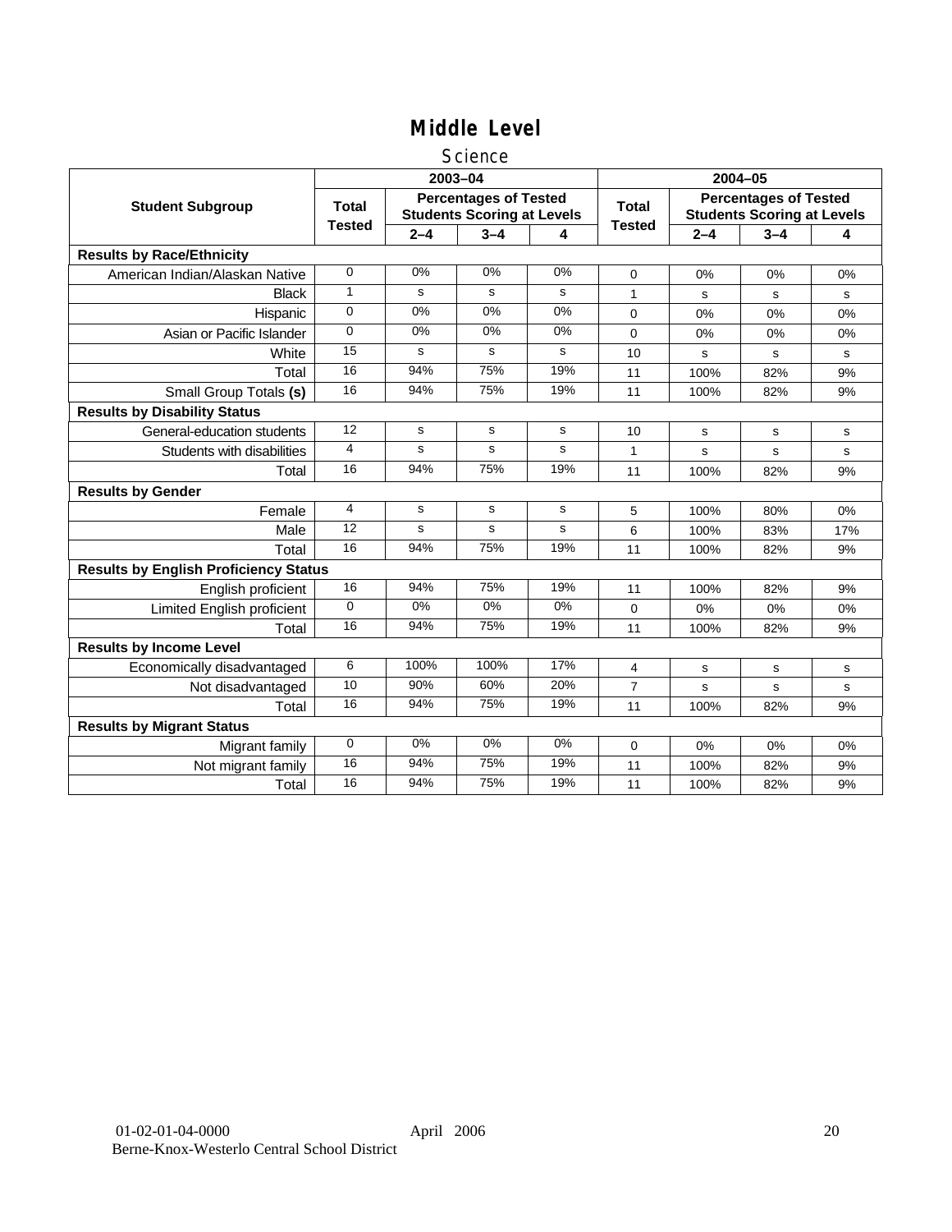# Middle Level

## Science

| Student Subgroup | 2003–04 | | | | 2004–05 | | | |
|---|---|---|---|---|---|---|---|---|
| | Total Tested | Percentages of Tested Students Scoring at Levels | | | Total Tested | Percentages of Tested Students Scoring at Levels | | |
| | | 2–4 | 3–4 | 4 | | 2–4 | 3–4 | 4 |
| **Results by Race/Ethnicity** | | | | | | | | |
| American Indian/Alaskan Native | 0 | 0% | 0% | 0% | 0 | 0% | 0% | 0% |
| Black | 1 | s | s | s | 1 | s | s | s |
| Hispanic | 0 | 0% | 0% | 0% | 0 | 0% | 0% | 0% |
| Asian or Pacific Islander | 0 | 0% | 0% | 0% | 0 | 0% | 0% | 0% |
| White | 15 | s | s | s | 10 | s | s | s |
| Total | 16 | 94% | 75% | 19% | 11 | 100% | 82% | 9% |
| Small Group Totals **(s)** | 16 | 94% | 75% | 19% | 11 | 100% | 82% | 9% |
| **Results by Disability Status** | | | | | | | | |
| General-education students | 12 | s | s | s | 10 | s | s | s |
| Students with disabilities | 4 | s | s | s | 1 | s | s | s |
| Total | 16 | 94% | 75% | 19% | 11 | 100% | 82% | 9% |
| **Results by Gender** | | | | | | | | |
| Female | 4 | s | s | s | 5 | 100% | 80% | 0% |
| Male | 12 | s | s | s | 6 | 100% | 83% | 17% |
| Total | 16 | 94% | 75% | 19% | 11 | 100% | 82% | 9% |
| **Results by English Proficiency Status** | | | | | | | | |
| English proficient | 16 | 94% | 75% | 19% | 11 | 100% | 82% | 9% |
| Limited English proficient | 0 | 0% | 0% | 0% | 0 | 0% | 0% | 0% |
| Total | 16 | 94% | 75% | 19% | 11 | 100% | 82% | 9% |
| **Results by Income Level** | | | | | | | | |
| Economically disadvantaged | 6 | 100% | 100% | 17% | 4 | s | s | s |
| Not disadvantaged | 10 | 90% | 60% | 20% | 7 | s | s | s |
| Total | 16 | 94% | 75% | 19% | 11 | 100% | 82% | 9% |
| **Results by Migrant Status** | | | | | | | | |
| Migrant family | 0 | 0% | 0% | 0% | 0 | 0% | 0% | 0% |
| Not migrant family | 16 | 94% | 75% | 19% | 11 | 100% | 82% | 9% |
| Total | 16 | 94% | 75% | 19% | 11 | 100% | 82% | 9% |

01-02-01-04-0000 April 2006
Berne-Knox-Westerlo Central School District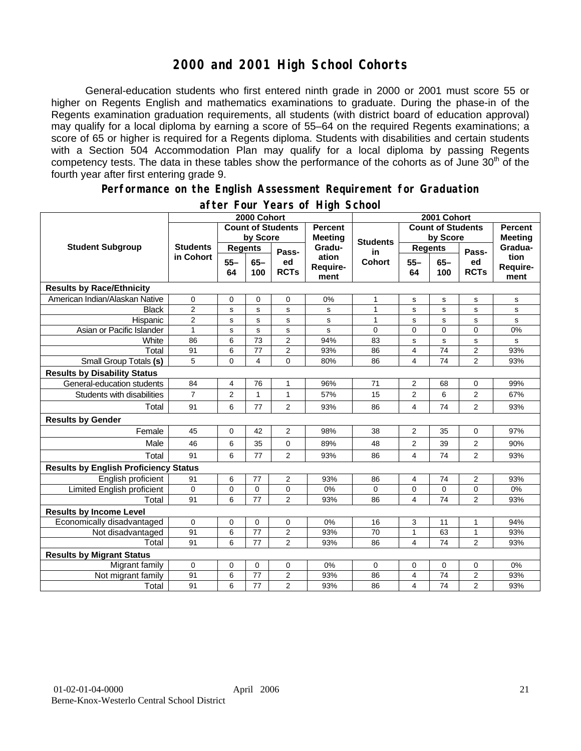# 2000 and 2001 High School Cohorts

General-education students who first entered ninth grade in 2000 or 2001 must score 55 or higher on Regents English and mathematics examinations to graduate. During the phase-in of the Regents examination graduation requirements, all students (with district board of education approval) may qualify for a local diploma by earning a score of 55–64 on the required Regents examinations; a score of 65 or higher is required for a Regents diploma. Students with disabilities and certain students with a Section 504 Accommodation Plan may qualify for a local diploma by passing Regents competency tests. The data in these tables show the performance of the cohorts as of June 30th of the fourth year after first entering grade 9.

## Performance on the English Assessment Requirement for Graduation after Four Years of High School

| Student Subgroup | 2000 Cohort | | | | | 2001 Cohort | | | | |
|---|---|---|---|---|---|---|---|---|---|---|
| | Students in Cohort | Count of Students by Score | | | Percent Meeting Graduation Requirement | Students in Cohort | Count of Students by Score | | | Percent Meeting Graduation Requirement |
| | | Regents 55–64 | Regents 65–100 | Passed RCTs | | | Regents 55–64 | Regents 65–100 | Passed RCTs | |
| **Results by Race/Ethnicity** | | | | | | | | | | |
| American Indian/Alaskan Native | 0 | 0 | 0 | 0 | 0% | 1 | s | s | s | s |
| Black | 2 | s | s | s | s | 1 | s | s | s | s |
| Hispanic | 2 | s | s | s | s | 1 | s | s | s | s |
| Asian or Pacific Islander | 1 | s | s | s | s | 0 | 0 | 0 | 0 | 0% |
| White | 86 | 6 | 73 | 2 | 94% | 83 | s | s | s | s |
| Total | 91 | 6 | 77 | 2 | 93% | 86 | 4 | 74 | 2 | 93% |
| Small Group Totals **(s)** | 5 | 0 | 4 | 0 | 80% | 86 | 4 | 74 | 2 | 93% |
| **Results by Disability Status** | | | | | | | | | | |
| General-education students | 84 | 4 | 76 | 1 | 96% | 71 | 2 | 68 | 0 | 99% |
| Students with disabilities | 7 | 2 | 1 | 1 | 57% | 15 | 2 | 6 | 2 | 67% |
| Total | 91 | 6 | 77 | 2 | 93% | 86 | 4 | 74 | 2 | 93% |
| **Results by Gender** | | | | | | | | | | |
| Female | 45 | 0 | 42 | 2 | 98% | 38 | 2 | 35 | 0 | 97% |
| Male | 46 | 6 | 35 | 0 | 89% | 48 | 2 | 39 | 2 | 90% |
| Total | 91 | 6 | 77 | 2 | 93% | 86 | 4 | 74 | 2 | 93% |
| **Results by English Proficiency Status** | | | | | | | | | | |
| English proficient | 91 | 6 | 77 | 2 | 93% | 86 | 4 | 74 | 2 | 93% |
| Limited English proficient | 0 | 0 | 0 | 0 | 0% | 0 | 0 | 0 | 0 | 0% |
| Total | 91 | 6 | 77 | 2 | 93% | 86 | 4 | 74 | 2 | 93% |
| **Results by Income Level** | | | | | | | | | | |
| Economically disadvantaged | 0 | 0 | 0 | 0 | 0% | 16 | 3 | 11 | 1 | 94% |
| Not disadvantaged | 91 | 6 | 77 | 2 | 93% | 70 | 1 | 63 | 1 | 93% |
| Total | 91 | 6 | 77 | 2 | 93% | 86 | 4 | 74 | 2 | 93% |
| **Results by Migrant Status** | | | | | | | | | | |
| Migrant family | 0 | 0 | 0 | 0 | 0% | 0 | 0 | 0 | 0 | 0% |
| Not migrant family | 91 | 6 | 77 | 2 | 93% | 86 | 4 | 74 | 2 | 93% |
| Total | 91 | 6 | 77 | 2 | 93% | 86 | 4 | 74 | 2 | 93% |

01-02-01-04-0000 April 2006
Berne-Knox-Westerlo Central School District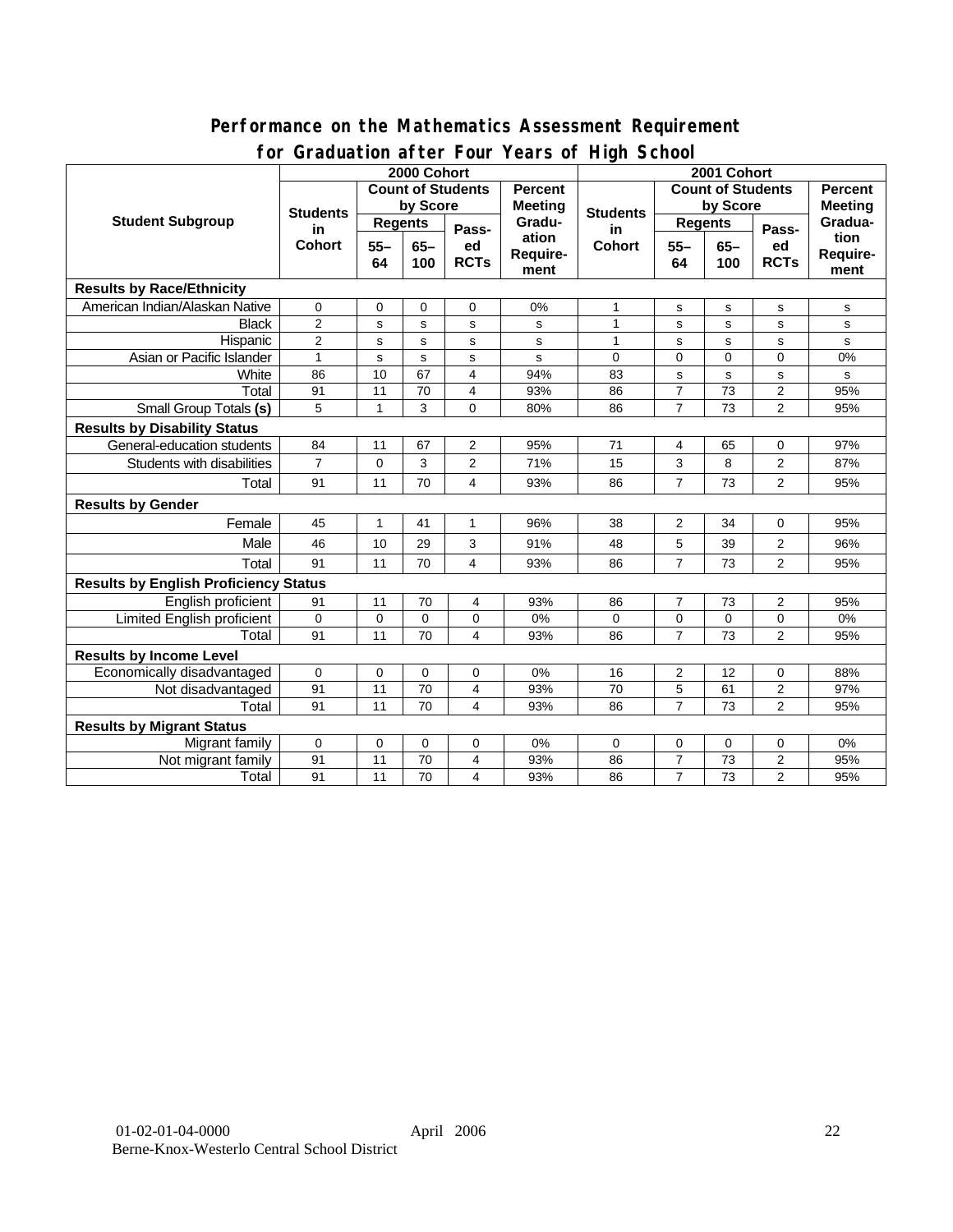## Performance on the Mathematics Assessment Requirement for Graduation after Four Years of High School

| Student Subgroup | 2000 Cohort | | | | | 2001 Cohort | | | | |
|---|---|---|---|---|---|---|---|---|---|---|
| | Students in Cohort | Count of Students by Score | | | Percent Meeting Graduation Requirement | Students in Cohort | Count of Students by Score | | | Percent Meeting Graduation Requirement |
| | | Regents | | Passed RCTs | | | Regents | | Passed RCTs | |
| | | 55–64 | 65–100 | | | | 55–64 | 65–100 | | |
| **Results by Race/Ethnicity** | | | | | | | | | | |
| American Indian/Alaskan Native | 0 | 0 | 0 | 0 | 0% | 1 | s | s | s | s |
| Black | 2 | s | s | s | s | 1 | s | s | s | s |
| Hispanic | 2 | s | s | s | s | 1 | s | s | s | s |
| Asian or Pacific Islander | 1 | s | s | s | s | 0 | 0 | 0 | 0 | 0% |
| White | 86 | 10 | 67 | 4 | 94% | 83 | s | s | s | s |
| Total | 91 | 11 | 70 | 4 | 93% | 86 | 7 | 73 | 2 | 95% |
| Small Group Totals **(s)** | 5 | 1 | 3 | 0 | 80% | 86 | 7 | 73 | 2 | 95% |
| **Results by Disability Status** | | | | | | | | | | |
| General-education students | 84 | 11 | 67 | 2 | 95% | 71 | 4 | 65 | 0 | 97% |
| Students with disabilities | 7 | 0 | 3 | 2 | 71% | 15 | 3 | 8 | 2 | 87% |
| Total | 91 | 11 | 70 | 4 | 93% | 86 | 7 | 73 | 2 | 95% |
| **Results by Gender** | | | | | | | | | | |
| Female | 45 | 1 | 41 | 1 | 96% | 38 | 2 | 34 | 0 | 95% |
| Male | 46 | 10 | 29 | 3 | 91% | 48 | 5 | 39 | 2 | 96% |
| Total | 91 | 11 | 70 | 4 | 93% | 86 | 7 | 73 | 2 | 95% |
| **Results by English Proficiency Status** | | | | | | | | | | |
| English proficient | 91 | 11 | 70 | 4 | 93% | 86 | 7 | 73 | 2 | 95% |
| Limited English proficient | 0 | 0 | 0 | 0 | 0% | 0 | 0 | 0 | 0 | 0% |
| Total | 91 | 11 | 70 | 4 | 93% | 86 | 7 | 73 | 2 | 95% |
| **Results by Income Level** | | | | | | | | | | |
| Economically disadvantaged | 0 | 0 | 0 | 0 | 0% | 16 | 2 | 12 | 0 | 88% |
| Not disadvantaged | 91 | 11 | 70 | 4 | 93% | 70 | 5 | 61 | 2 | 97% |
| Total | 91 | 11 | 70 | 4 | 93% | 86 | 7 | 73 | 2 | 95% |
| **Results by Migrant Status** | | | | | | | | | | |
| Migrant family | 0 | 0 | 0 | 0 | 0% | 0 | 0 | 0 | 0 | 0% |
| Not migrant family | 91 | 11 | 70 | 4 | 93% | 86 | 7 | 73 | 2 | 95% |
| Total | 91 | 11 | 70 | 4 | 93% | 86 | 7 | 73 | 2 | 95% |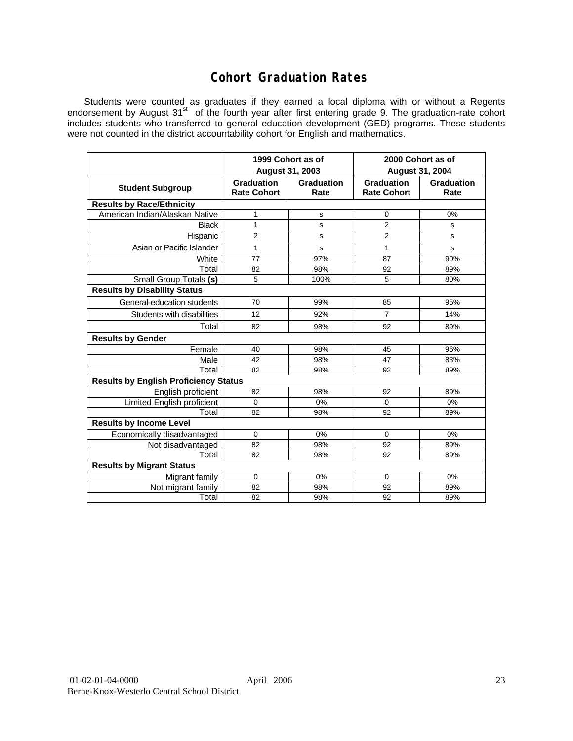# Cohort Graduation Rates

Students were counted as graduates if they earned a local diploma with or without a Regents endorsement by August 31st of the fourth year after first entering grade 9. The graduation-rate cohort includes students who transferred to general education development (GED) programs. These students were not counted in the district accountability cohort for English and mathematics.

| | 1999 Cohort as of August 31, 2003 | | 2000 Cohort as of August 31, 2004 | |
|---|---|---|---|---|
| **Student Subgroup** | **Graduation Rate Cohort** | **Graduation Rate** | **Graduation Rate Cohort** | **Graduation Rate** |
| **Results by Race/Ethnicity** | | | | |
| American Indian/Alaskan Native | 1 | s | 0 | 0% |
| Black | 1 | s | 2 | s |
| Hispanic | 2 | s | 2 | s |
| Asian or Pacific Islander | 1 | s | 1 | s |
| White | 77 | 97% | 87 | 90% |
| Total | 82 | 98% | 92 | 89% |
| Small Group Totals **(s)** | 5 | 100% | 5 | 80% |
| **Results by Disability Status** | | | | |
| General-education students | 70 | 99% | 85 | 95% |
| Students with disabilities | 12 | 92% | 7 | 14% |
| Total | 82 | 98% | 92 | 89% |
| **Results by Gender** | | | | |
| Female | 40 | 98% | 45 | 96% |
| Male | 42 | 98% | 47 | 83% |
| Total | 82 | 98% | 92 | 89% |
| **Results by English Proficiency Status** | | | | |
| English proficient | 82 | 98% | 92 | 89% |
| Limited English proficient | 0 | 0% | 0 | 0% |
| Total | 82 | 98% | 92 | 89% |
| **Results by Income Level** | | | | |
| Economically disadvantaged | 0 | 0% | 0 | 0% |
| Not disadvantaged | 82 | 98% | 92 | 89% |
| Total | 82 | 98% | 92 | 89% |
| **Results by Migrant Status** | | | | |
| Migrant family | 0 | 0% | 0 | 0% |
| Not migrant family | 82 | 98% | 92 | 89% |
| Total | 82 | 98% | 92 | 89% |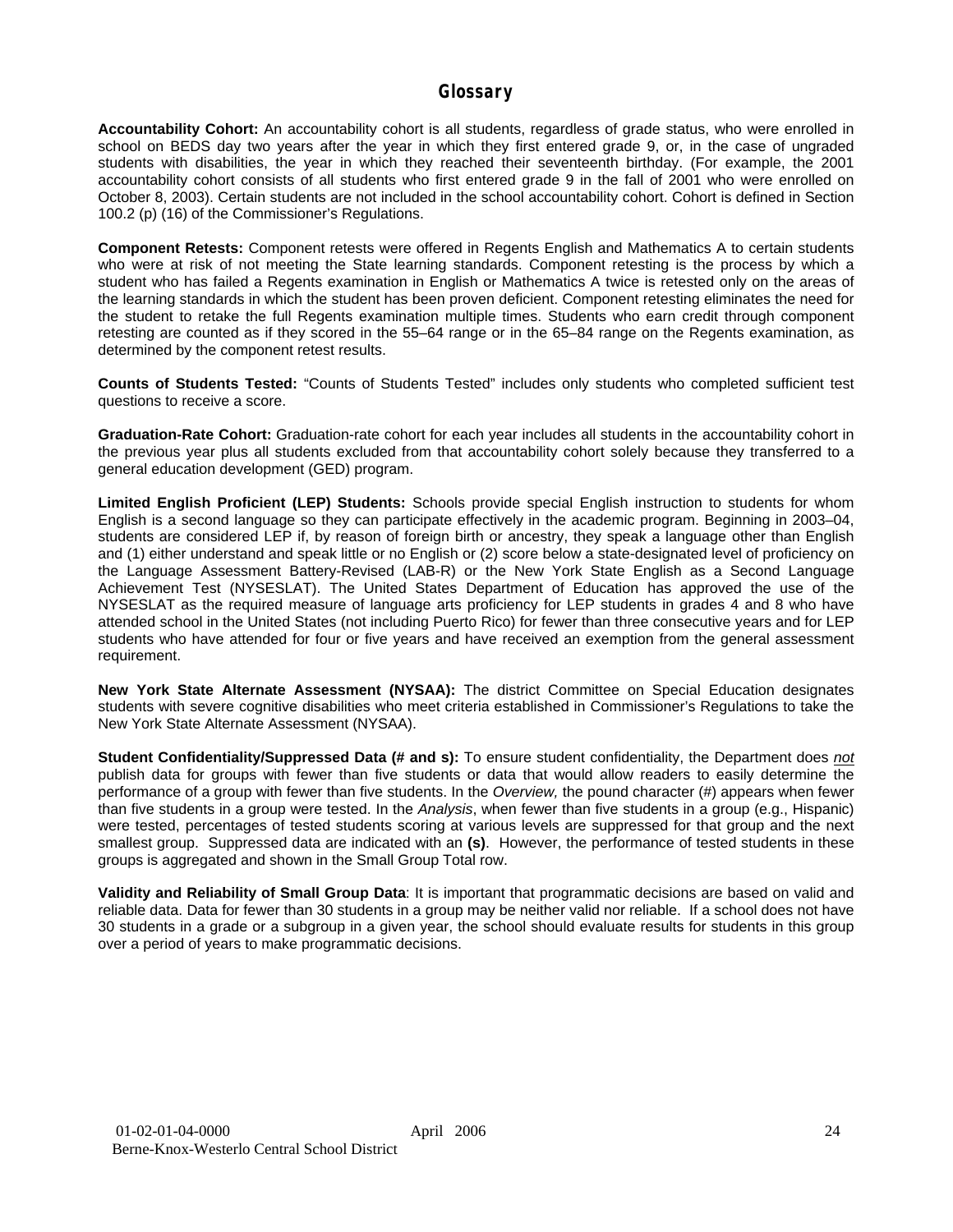# Glossary

**Accountability Cohort:** An accountability cohort is all students, regardless of grade status, who were enrolled in school on BEDS day two years after the year in which they first entered grade 9, or, in the case of ungraded students with disabilities, the year in which they reached their seventeenth birthday. (For example, the 2001 accountability cohort consists of all students who first entered grade 9 in the fall of 2001 who were enrolled on October 8, 2003). Certain students are not included in the school accountability cohort. Cohort is defined in Section 100.2 (p) (16) of the Commissioner's Regulations.

**Component Retests:** Component retests were offered in Regents English and Mathematics A to certain students who were at risk of not meeting the State learning standards. Component retesting is the process by which a student who has failed a Regents examination in English or Mathematics A twice is retested only on the areas of the learning standards in which the student has been proven deficient. Component retesting eliminates the need for the student to retake the full Regents examination multiple times. Students who earn credit through component retesting are counted as if they scored in the 55–64 range or in the 65–84 range on the Regents examination, as determined by the component retest results.

**Counts of Students Tested:** "Counts of Students Tested" includes only students who completed sufficient test questions to receive a score.

**Graduation-Rate Cohort:** Graduation-rate cohort for each year includes all students in the accountability cohort in the previous year plus all students excluded from that accountability cohort solely because they transferred to a general education development (GED) program.

**Limited English Proficient (LEP) Students:** Schools provide special English instruction to students for whom English is a second language so they can participate effectively in the academic program. Beginning in 2003–04, students are considered LEP if, by reason of foreign birth or ancestry, they speak a language other than English and (1) either understand and speak little or no English or (2) score below a state-designated level of proficiency on the Language Assessment Battery-Revised (LAB-R) or the New York State English as a Second Language Achievement Test (NYSESLAT). The United States Department of Education has approved the use of the NYSESLAT as the required measure of language arts proficiency for LEP students in grades 4 and 8 who have attended school in the United States (not including Puerto Rico) for fewer than three consecutive years and for LEP students who have attended for four or five years and have received an exemption from the general assessment requirement.

**New York State Alternate Assessment (NYSAA):** The district Committee on Special Education designates students with severe cognitive disabilities who meet criteria established in Commissioner's Regulations to take the New York State Alternate Assessment (NYSAA).

**Student Confidentiality/Suppressed Data (# and s):** To ensure student confidentiality, the Department does *not* publish data for groups with fewer than five students or data that would allow readers to easily determine the performance of a group with fewer than five students. In the *Overview,* the pound character (#) appears when fewer than five students in a group were tested. In the *Analysis*, when fewer than five students in a group (e.g., Hispanic) were tested, percentages of tested students scoring at various levels are suppressed for that group and the next smallest group. Suppressed data are indicated with an **(s)**. However, the performance of tested students in these groups is aggregated and shown in the Small Group Total row.

**Validity and Reliability of Small Group Data**: It is important that programmatic decisions are based on valid and reliable data. Data for fewer than 30 students in a group may be neither valid nor reliable. If a school does not have 30 students in a grade or a subgroup in a given year, the school should evaluate results for students in this group over a period of years to make programmatic decisions.